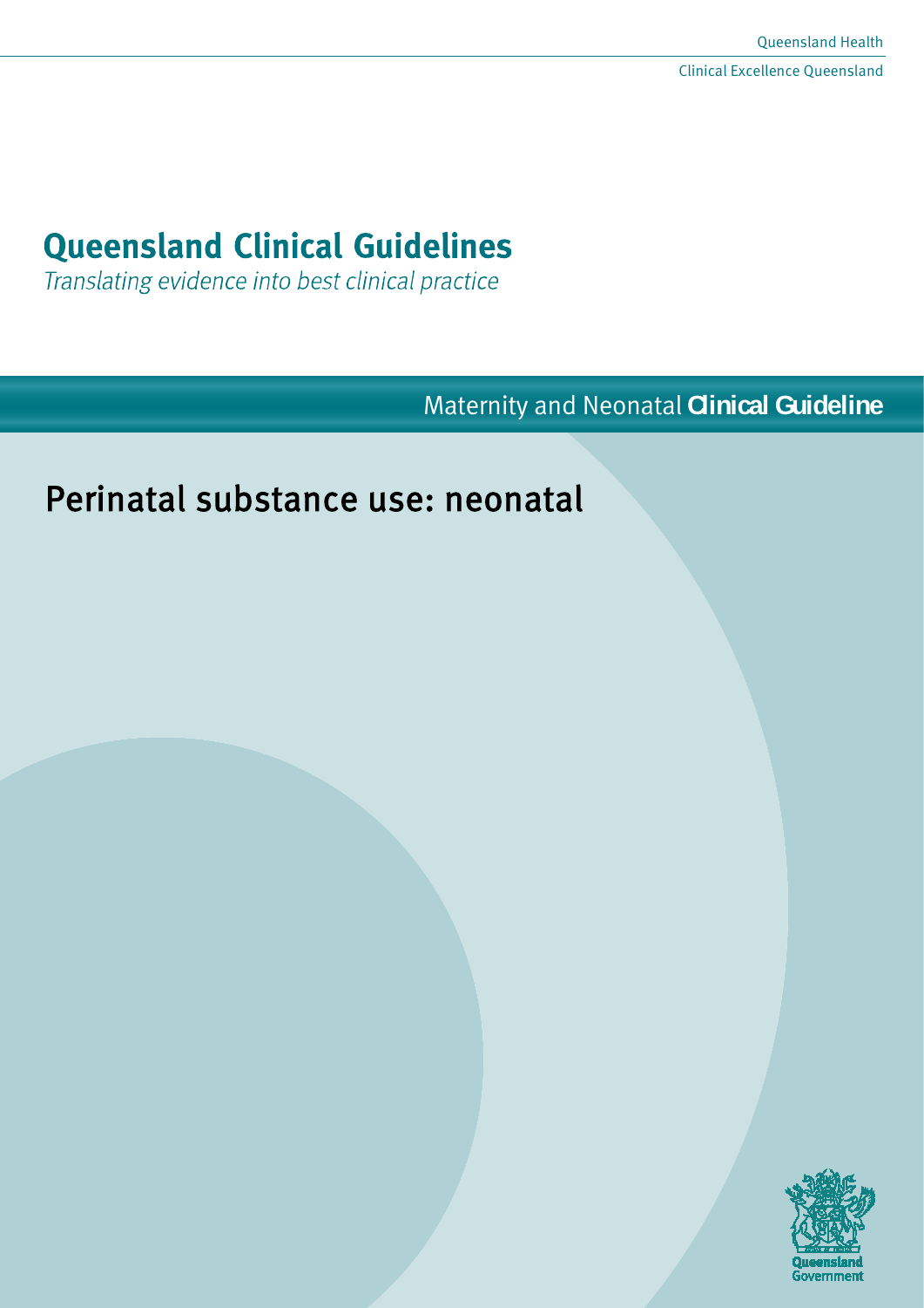Queensland Health

Clinical Excellence Queensland

# Queensland Clinical Guidelines

*Translating evidence into best clinical practice*

Maternity and Neonatal **Clinical Guideline**

# Perinatal substance use: neonatal

Queensland Government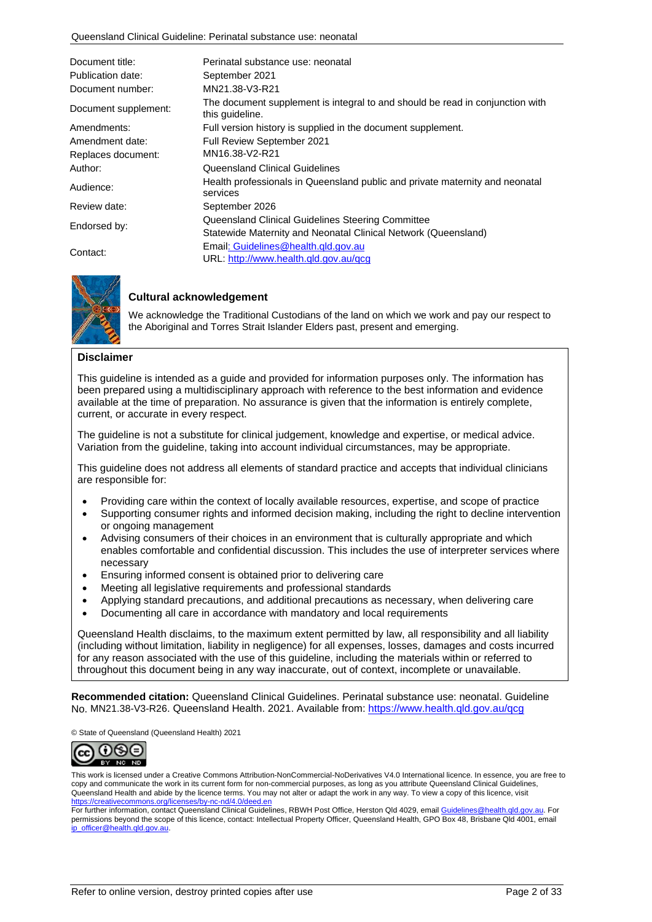| | |
|---|---|
| Document title: | Perinatal substance use: neonatal |
| Publication date: | September 2021 |
| Document number: | MN21.38-V3-R21 |
| Document supplement: | The document supplement is integral to and should be read in conjunction with this guideline. |
| Amendments: | Full version history is supplied in the document supplement. |
| Amendment date: | Full Review September 2021 |
| Replaces document: | MN16.38-V2-R21 |
| Author: | Queensland Clinical Guidelines |
| Audience: | Health professionals in Queensland public and private maternity and neonatal services |
| Review date: | September 2026 |
| Endorsed by: | Queensland Clinical Guidelines Steering Committee<br>Statewide Maternity and Neonatal Clinical Network (Queensland) |
| Contact: | Email: Guidelines@health.qld.gov.au<br>URL: http://www.health.qld.gov.au/qcg |

**Cultural acknowledgement**

We acknowledge the Traditional Custodians of the land on which we work and pay our respect to the Aboriginal and Torres Strait Islander Elders past, present and emerging.

**Disclaimer**

This guideline is intended as a guide and provided for information purposes only. The information has been prepared using a multidisciplinary approach with reference to the best information and evidence available at the time of preparation. No assurance is given that the information is entirely complete, current, or accurate in every respect.

The guideline is not a substitute for clinical judgement, knowledge and expertise, or medical advice. Variation from the guideline, taking into account individual circumstances, may be appropriate.

This guideline does not address all elements of standard practice and accepts that individual clinicians are responsible for:

- Providing care within the context of locally available resources, expertise, and scope of practice
- Supporting consumer rights and informed decision making, including the right to decline intervention or ongoing management
- Advising consumers of their choices in an environment that is culturally appropriate and which enables comfortable and confidential discussion. This includes the use of interpreter services where necessary
- Ensuring informed consent is obtained prior to delivering care
- Meeting all legislative requirements and professional standards
- Applying standard precautions, and additional precautions as necessary, when delivering care
- Documenting all care in accordance with mandatory and local requirements

Queensland Health disclaims, to the maximum extent permitted by law, all responsibility and all liability (including without limitation, liability in negligence) for all expenses, losses, damages and costs incurred for any reason associated with the use of this guideline, including the materials within or referred to throughout this document being in any way inaccurate, out of context, incomplete or unavailable.

**Recommended citation:** Queensland Clinical Guidelines. Perinatal substance use: neonatal. Guideline No. MN21.38-V3-R26. Queensland Health. 2021. Available from: https://www.health.qld.gov.au/qcg

© State of Queensland (Queensland Health) 2021

This work is licensed under a Creative Commons Attribution-NonCommercial-NoDerivatives V4.0 International licence. In essence, you are free to copy and communicate the work in its current form for non-commercial purposes, as long as you attribute Queensland Clinical Guidelines, Queensland Health and abide by the licence terms. You may not alter or adapt the work in any way. To view a copy of this licence, visit https://creativecommons.org/licenses/by-nc-nd/4.0/deed.en

For further information, contact Queensland Clinical Guidelines, RBWH Post Office, Herston Qld 4029, email Guidelines@health.qld.gov.au. For permissions beyond the scope of this licence, contact: Intellectual Property Officer, Queensland Health, GPO Box 48, Brisbane Qld 4001, email ip_officer@health.qld.gov.au.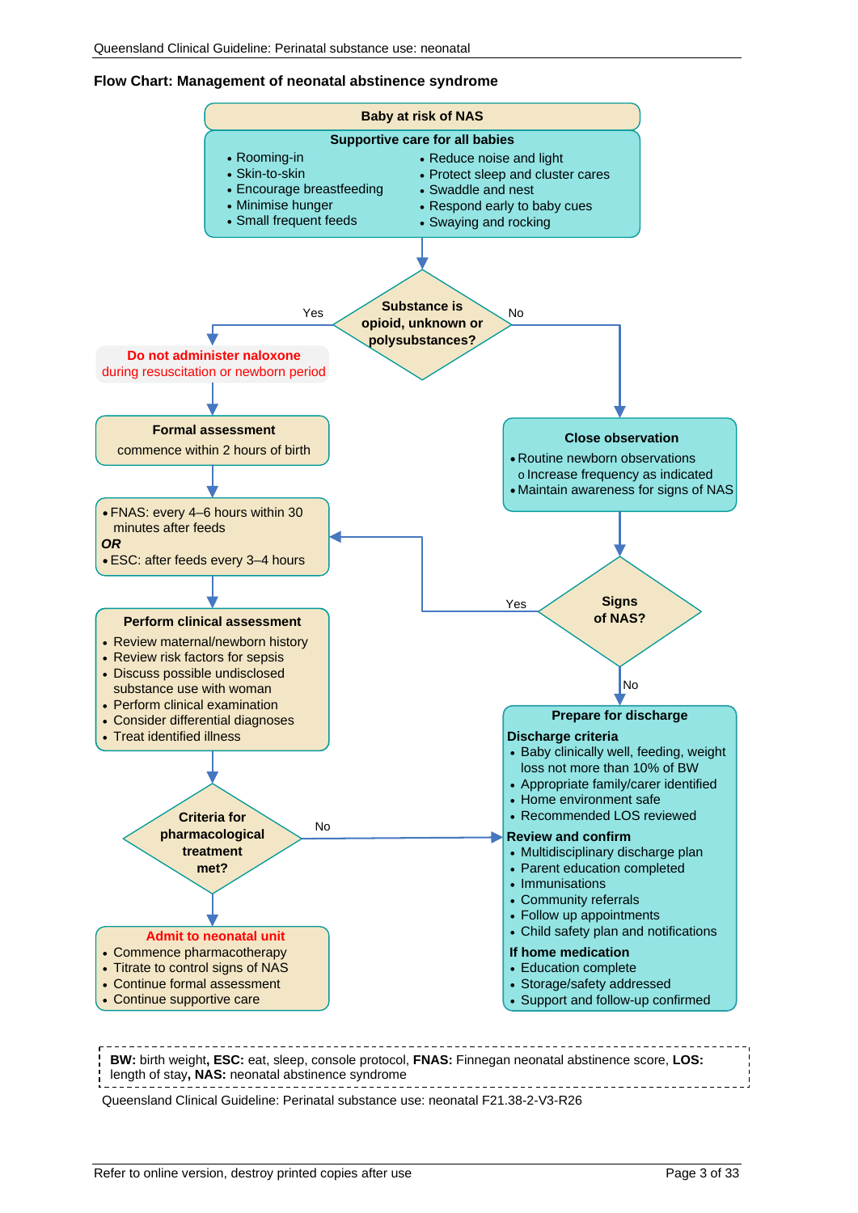## Flow Chart: Management of neonatal abstinence syndrome

**Baby at risk of NAS**

**Supportive care for all babies**

- Rooming-in
- Skin-to-skin
- Encourage breastfeeding
- Minimise hunger
- Small frequent feeds
- Reduce noise and light
- Protect sleep and cluster cares
- Swaddle and nest
- Respond early to baby cues
- Swaying and rocking

**Substance is opioid, unknown or polysubstances?**

**Yes:**

**Do not administer naloxone** during resuscitation or newborn period

**Formal assessment**
commence within 2 hours of birth

- FNAS: every 4–6 hours within 30 minutes after feeds

***OR***

- ESC: after feeds every 3–4 hours

**Perform clinical assessment**

- Review maternal/newborn history
- Review risk factors for sepsis
- Discuss possible undisclosed substance use with woman
- Perform clinical examination
- Consider differential diagnoses
- Treat identified illness

**Criteria for pharmacological treatment met?**

- Yes → **Admit to neonatal unit**
  - Commence pharmacotherapy
  - Titrate to control signs of NAS
  - Continue formal assessment
  - Continue supportive care
- No → Prepare for discharge

**No:**

**Close observation**

- Routine newborn observations
  - Increase frequency as indicated
- Maintain awareness for signs of NAS

**Signs of NAS?**

- Yes → FNAS/ESC assessment (above)
- No → Prepare for discharge

**Prepare for discharge**

**Discharge criteria**

- Baby clinically well, feeding, weight loss not more than 10% of BW
- Appropriate family/carer identified
- Home environment safe
- Recommended LOS reviewed

**Review and confirm**

- Multidisciplinary discharge plan
- Parent education completed
- Immunisations
- Community referrals
- Follow up appointments
- Child safety plan and notifications

**If home medication**

- Education complete
- Storage/safety addressed
- Support and follow-up confirmed

**BW:** birth weight, **ESC:** eat, sleep, console protocol, **FNAS:** Finnegan neonatal abstinence score, **LOS:** length of stay, **NAS:** neonatal abstinence syndrome

Queensland Clinical Guideline: Perinatal substance use: neonatal F21.38-2-V3-R26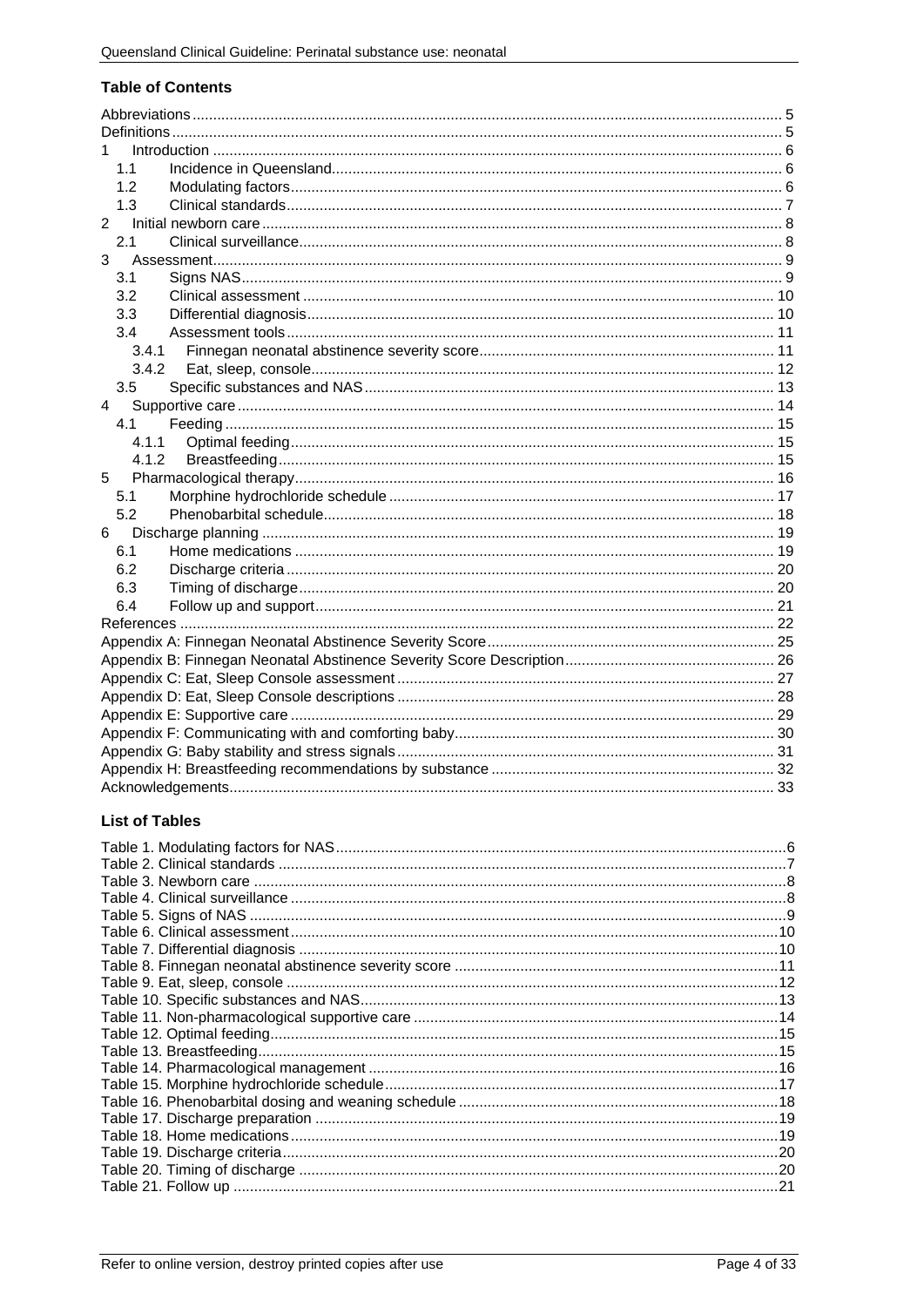## Table of Contents

Abbreviations .......... 5
Definitions .......... 5
1 Introduction .......... 6
- 1.1 Incidence in Queensland .......... 6
- 1.2 Modulating factors .......... 6
- 1.3 Clinical standards .......... 7

2 Initial newborn care .......... 8
- 2.1 Clinical surveillance .......... 8

3 Assessment .......... 9
- 3.1 Signs NAS .......... 9
- 3.2 Clinical assessment .......... 10
- 3.3 Differential diagnosis .......... 10
- 3.4 Assessment tools .......... 11
  - 3.4.1 Finnegan neonatal abstinence severity score .......... 11
  - 3.4.2 Eat, sleep, console .......... 12
- 3.5 Specific substances and NAS .......... 13

4 Supportive care .......... 14
- 4.1 Feeding .......... 15
  - 4.1.1 Optimal feeding .......... 15
  - 4.1.2 Breastfeeding .......... 15

5 Pharmacological therapy .......... 16
- 5.1 Morphine hydrochloride schedule .......... 17
- 5.2 Phenobarbital schedule .......... 18

6 Discharge planning .......... 19
- 6.1 Home medications .......... 19
- 6.2 Discharge criteria .......... 20
- 6.3 Timing of discharge .......... 20
- 6.4 Follow up and support .......... 21

References .......... 22
Appendix A: Finnegan Neonatal Abstinence Severity Score .......... 25
Appendix B: Finnegan Neonatal Abstinence Severity Score Description .......... 26
Appendix C: Eat, Sleep Console assessment .......... 27
Appendix D: Eat, Sleep Console descriptions .......... 28
Appendix E: Supportive care .......... 29
Appendix F: Communicating with and comforting baby .......... 30
Appendix G: Baby stability and stress signals .......... 31
Appendix H: Breastfeeding recommendations by substance .......... 32
Acknowledgements .......... 33

## List of Tables

Table 1. Modulating factors for NAS .......... 6
Table 2. Clinical standards .......... 7
Table 3. Newborn care .......... 8
Table 4. Clinical surveillance .......... 8
Table 5. Signs of NAS .......... 9
Table 6. Clinical assessment .......... 10
Table 7. Differential diagnosis .......... 10
Table 8. Finnegan neonatal abstinence severity score .......... 11
Table 9. Eat, sleep, console .......... 12
Table 10. Specific substances and NAS .......... 13
Table 11. Non-pharmacological supportive care .......... 14
Table 12. Optimal feeding .......... 15
Table 13. Breastfeeding .......... 15
Table 14. Pharmacological management .......... 16
Table 15. Morphine hydrochloride schedule .......... 17
Table 16. Phenobarbital dosing and weaning schedule .......... 18
Table 17. Discharge preparation .......... 19
Table 18. Home medications .......... 19
Table 19. Discharge criteria .......... 20
Table 20. Timing of discharge .......... 20
Table 21. Follow up .......... 21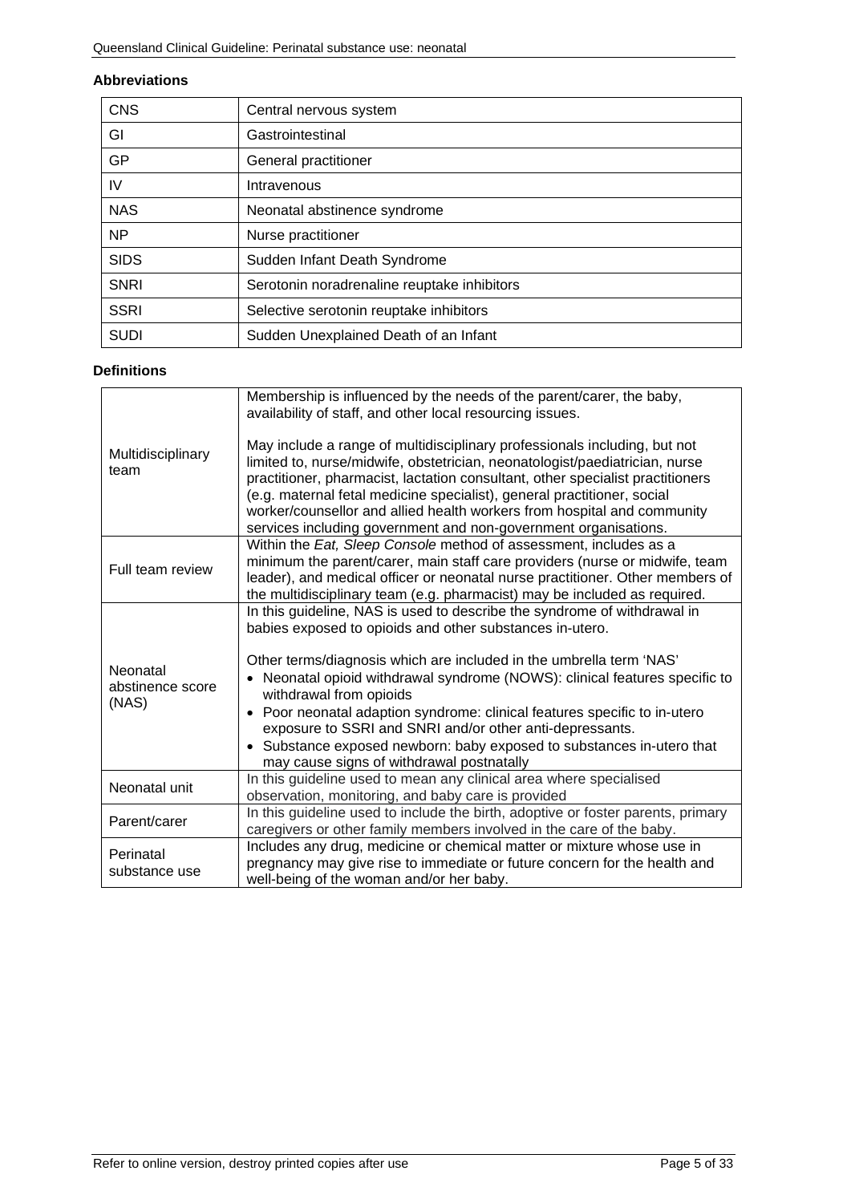**Abbreviations**

| | |
|---|---|
| CNS | Central nervous system |
| GI | Gastrointestinal |
| GP | General practitioner |
| IV | Intravenous |
| NAS | Neonatal abstinence syndrome |
| NP | Nurse practitioner |
| SIDS | Sudden Infant Death Syndrome |
| SNRI | Serotonin noradrenaline reuptake inhibitors |
| SSRI | Selective serotonin reuptake inhibitors |
| SUDI | Sudden Unexplained Death of an Infant |

**Definitions**

| | |
|---|---|
| Multidisciplinary team | Membership is influenced by the needs of the parent/carer, the baby, availability of staff, and other local resourcing issues.<br><br>May include a range of multidisciplinary professionals including, but not limited to, nurse/midwife, obstetrician, neonatologist/paediatrician, nurse practitioner, pharmacist, lactation consultant, other specialist practitioners (e.g. maternal fetal medicine specialist), general practitioner, social worker/counsellor and allied health workers from hospital and community services including government and non-government organisations. |
| Full team review | Within the *Eat, Sleep Console* method of assessment, includes as a minimum the parent/carer, main staff care providers (nurse or midwife, team leader), and medical officer or neonatal nurse practitioner. Other members of the multidisciplinary team (e.g. pharmacist) may be included as required. |
| Neonatal abstinence score (NAS) | In this guideline, NAS is used to describe the syndrome of withdrawal in babies exposed to opioids and other substances in-utero.<br><br>Other terms/diagnosis which are included in the umbrella term 'NAS'<br>• Neonatal opioid withdrawal syndrome (NOWS): clinical features specific to withdrawal from opioids<br>• Poor neonatal adaption syndrome: clinical features specific to in-utero exposure to SSRI and SNRI and/or other anti-depressants.<br>• Substance exposed newborn: baby exposed to substances in-utero that may cause signs of withdrawal postnatally |
| Neonatal unit | In this guideline used to mean any clinical area where specialised observation, monitoring, and baby care is provided |
| Parent/carer | In this guideline used to include the birth, adoptive or foster parents, primary caregivers or other family members involved in the care of the baby. |
| Perinatal substance use | Includes any drug, medicine or chemical matter or mixture whose use in pregnancy may give rise to immediate or future concern for the health and well-being of the woman and/or her baby. |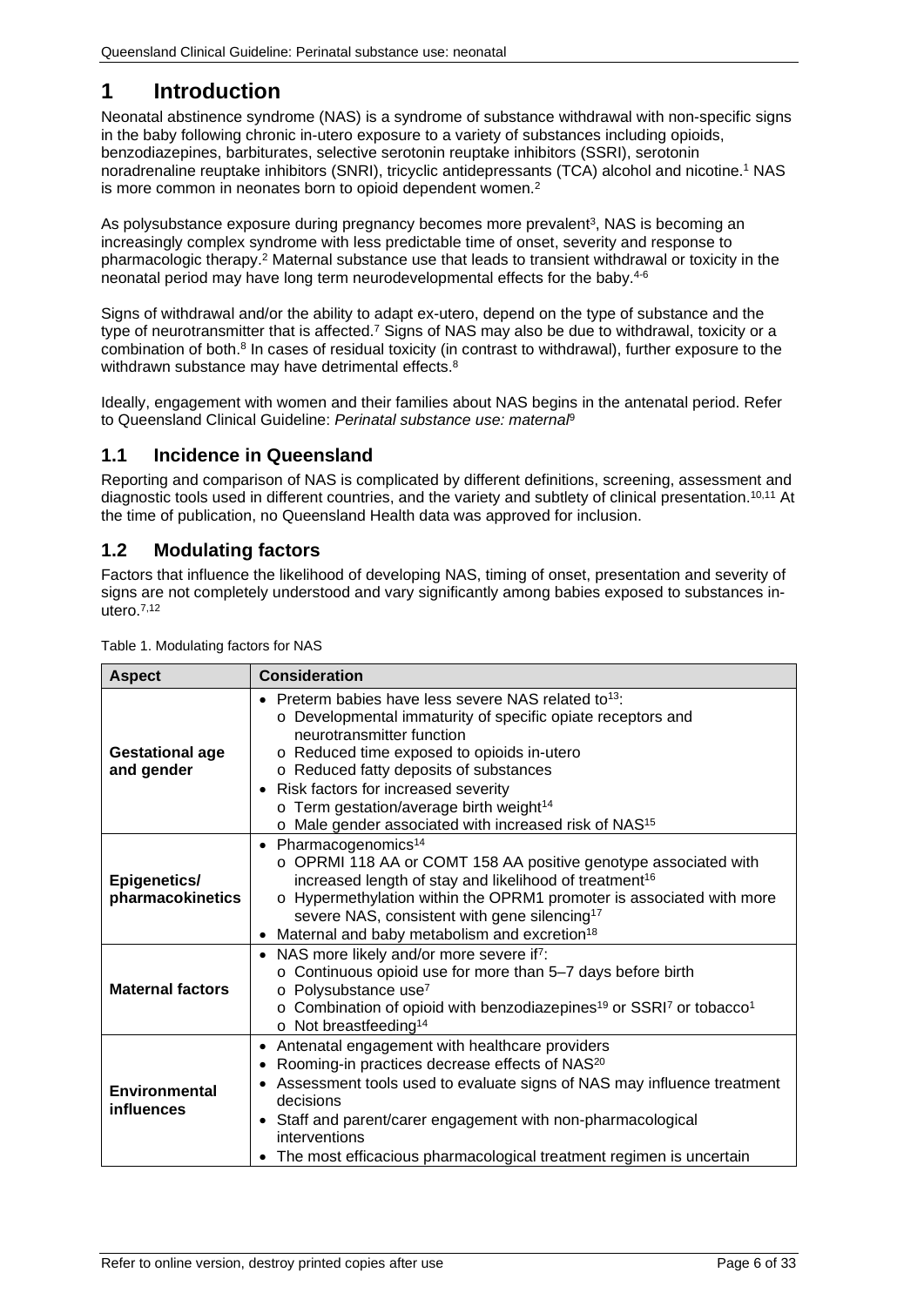# 1 Introduction

Neonatal abstinence syndrome (NAS) is a syndrome of substance withdrawal with non-specific signs in the baby following chronic in-utero exposure to a variety of substances including opioids, benzodiazepines, barbiturates, selective serotonin reuptake inhibitors (SSRI), serotonin noradrenaline reuptake inhibitors (SNRI), tricyclic antidepressants (TCA) alcohol and nicotine.[1] NAS is more common in neonates born to opioid dependent women.[2]

As polysubstance exposure during pregnancy becomes more prevalent[3], NAS is becoming an increasingly complex syndrome with less predictable time of onset, severity and response to pharmacologic therapy.[2] Maternal substance use that leads to transient withdrawal or toxicity in the neonatal period may have long term neurodevelopmental effects for the baby.[4-6]

Signs of withdrawal and/or the ability to adapt ex-utero, depend on the type of substance and the type of neurotransmitter that is affected.[7] Signs of NAS may also be due to withdrawal, toxicity or a combination of both.[8] In cases of residual toxicity (in contrast to withdrawal), further exposure to the withdrawn substance may have detrimental effects.[8]

Ideally, engagement with women and their families about NAS begins in the antenatal period. Refer to Queensland Clinical Guideline: *Perinatal substance use: maternal*[9]

## 1.1 Incidence in Queensland

Reporting and comparison of NAS is complicated by different definitions, screening, assessment and diagnostic tools used in different countries, and the variety and subtlety of clinical presentation.[10,11] At the time of publication, no Queensland Health data was approved for inclusion.

## 1.2 Modulating factors

Factors that influence the likelihood of developing NAS, timing of onset, presentation and severity of signs are not completely understood and vary significantly among babies exposed to substances in-utero.[7,12]

Table 1. Modulating factors for NAS

| Aspect | Consideration |
|---|---|
| **Gestational age and gender** | • Preterm babies have less severe NAS related to[13]:<br>o Developmental immaturity of specific opiate receptors and neurotransmitter function<br>o Reduced time exposed to opioids in-utero<br>o Reduced fatty deposits of substances<br>• Risk factors for increased severity<br>o Term gestation/average birth weight[14]<br>o Male gender associated with increased risk of NAS[15] |
| **Epigenetics/ pharmacokinetics** | • Pharmacogenomics[14]<br>o OPRMI 118 AA or COMT 158 AA positive genotype associated with increased length of stay and likelihood of treatment[16]<br>o Hypermethylation within the OPRM1 promoter is associated with more severe NAS, consistent with gene silencing[17]<br>• Maternal and baby metabolism and excretion[18] |
| **Maternal factors** | • NAS more likely and/or more severe if[7]:<br>o Continuous opioid use for more than 5–7 days before birth<br>o Polysubstance use[7]<br>o Combination of opioid with benzodiazepines[19] or SSRI[7] or tobacco[1]<br>o Not breastfeeding[14] |
| **Environmental influences** | • Antenatal engagement with healthcare providers<br>• Rooming-in practices decrease effects of NAS[20]<br>• Assessment tools used to evaluate signs of NAS may influence treatment decisions<br>• Staff and parent/carer engagement with non-pharmacological interventions<br>• The most efficacious pharmacological treatment regimen is uncertain |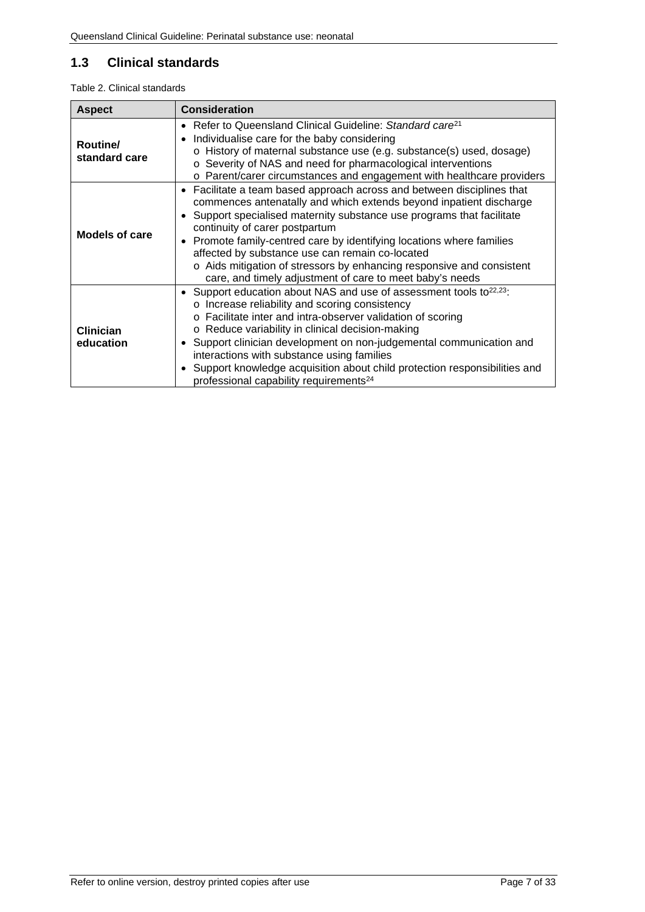## 1.3 Clinical standards

Table 2. Clinical standards

| Aspect | Consideration |
|---|---|
| **Routine/ standard care** | • Refer to Queensland Clinical Guideline: *Standard care*[21]<br>• Individualise care for the baby considering<br>  o History of maternal substance use (e.g. substance(s) used, dosage)<br>  o Severity of NAS and need for pharmacological interventions<br>  o Parent/carer circumstances and engagement with healthcare providers |
| **Models of care** | • Facilitate a team based approach across and between disciplines that commences antenatally and which extends beyond inpatient discharge<br>• Support specialised maternity substance use programs that facilitate continuity of carer postpartum<br>• Promote family-centred care by identifying locations where families affected by substance use can remain co-located<br>  o Aids mitigation of stressors by enhancing responsive and consistent care, and timely adjustment of care to meet baby's needs |
| **Clinician education** | • Support education about NAS and use of assessment tools to[22,23]:<br>  o Increase reliability and scoring consistency<br>  o Facilitate inter and intra-observer validation of scoring<br>  o Reduce variability in clinical decision-making<br>• Support clinician development on non-judgemental communication and interactions with substance using families<br>• Support knowledge acquisition about child protection responsibilities and professional capability requirements[24] |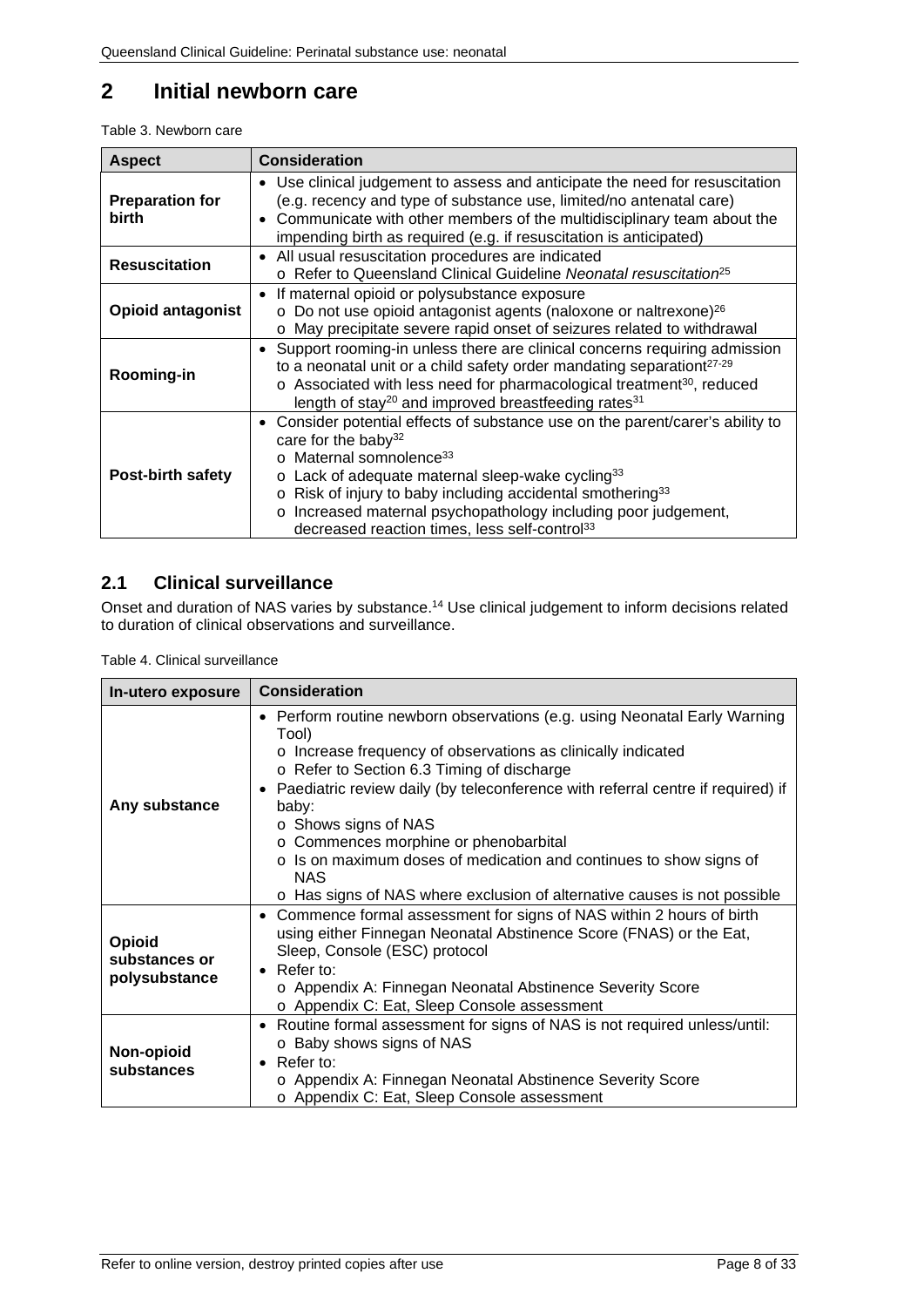# 2 Initial newborn care

Table 3. Newborn care

| Aspect | Consideration |
|---|---|
| **Preparation for birth** | • Use clinical judgement to assess and anticipate the need for resuscitation (e.g. recency and type of substance use, limited/no antenatal care)<br>• Communicate with other members of the multidisciplinary team about the impending birth as required (e.g. if resuscitation is anticipated) |
| **Resuscitation** | • All usual resuscitation procedures are indicated<br>  o Refer to Queensland Clinical Guideline *Neonatal resuscitation*[25] |
| **Opioid antagonist** | • If maternal opioid or polysubstance exposure<br>  o Do not use opioid antagonist agents (naloxone or naltrexone)[26]<br>  o May precipitate severe rapid onset of seizures related to withdrawal |
| **Rooming-in** | • Support rooming-in unless there are clinical concerns requiring admission to a neonatal unit or a child safety order mandating separation[27-29]<br>  o Associated with less need for pharmacological treatment[30], reduced length of stay[20] and improved breastfeeding rates[31] |
| **Post-birth safety** | • Consider potential effects of substance use on the parent/carer's ability to care for the baby[32]<br>  o Maternal somnolence[33]<br>  o Lack of adequate maternal sleep-wake cycling[33]<br>  o Risk of injury to baby including accidental smothering[33]<br>  o Increased maternal psychopathology including poor judgement, decreased reaction times, less self-control[33] |

## 2.1 Clinical surveillance

Onset and duration of NAS varies by substance.[14] Use clinical judgement to inform decisions related to duration of clinical observations and surveillance.

Table 4. Clinical surveillance

| In-utero exposure | Consideration |
|---|---|
| **Any substance** | • Perform routine newborn observations (e.g. using Neonatal Early Warning Tool)<br>  o Increase frequency of observations as clinically indicated<br>  o Refer to Section 6.3 Timing of discharge<br>• Paediatric review daily (by teleconference with referral centre if required) if baby:<br>  o Shows signs of NAS<br>  o Commences morphine or phenobarbital<br>  o Is on maximum doses of medication and continues to show signs of NAS<br>  o Has signs of NAS where exclusion of alternative causes is not possible |
| **Opioid substances or polysubstance** | • Commence formal assessment for signs of NAS within 2 hours of birth using either Finnegan Neonatal Abstinence Score (FNAS) or the Eat, Sleep, Console (ESC) protocol<br>• Refer to:<br>  o Appendix A: Finnegan Neonatal Abstinence Severity Score<br>  o Appendix C: Eat, Sleep Console assessment |
| **Non-opioid substances** | • Routine formal assessment for signs of NAS is not required unless/until:<br>  o Baby shows signs of NAS<br>• Refer to:<br>  o Appendix A: Finnegan Neonatal Abstinence Severity Score<br>  o Appendix C: Eat, Sleep Console assessment |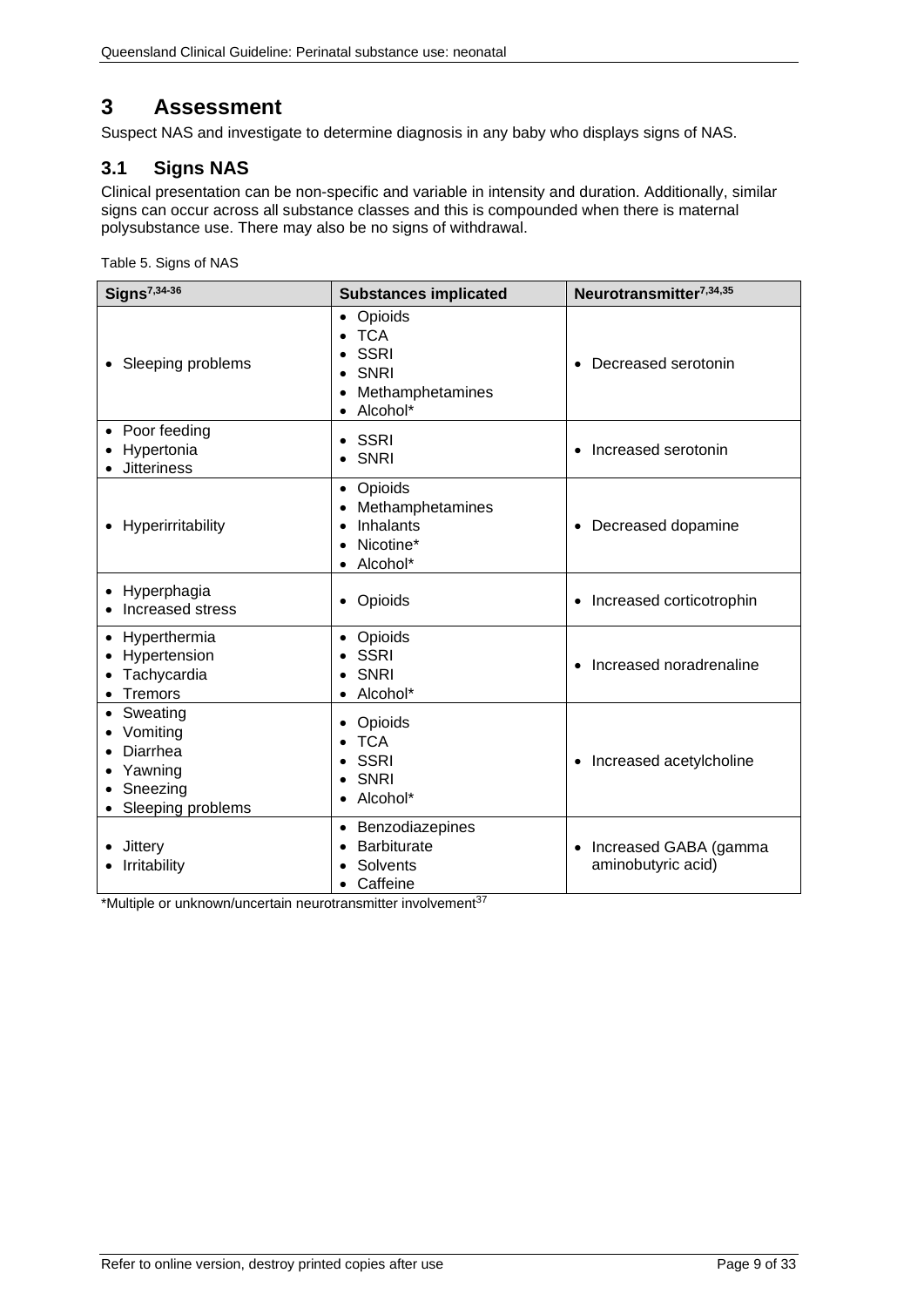# 3 Assessment

Suspect NAS and investigate to determine diagnosis in any baby who displays signs of NAS.

## 3.1 Signs NAS

Clinical presentation can be non-specific and variable in intensity and duration. Additionally, similar signs can occur across all substance classes and this is compounded when there is maternal polysubstance use. There may also be no signs of withdrawal.

Table 5. Signs of NAS

| Signs[7,34-36] | Substances implicated | Neurotransmitter[7,34,35] |
|---|---|---|
| • Sleeping problems | • Opioids<br>• TCA<br>• SSRI<br>• SNRI<br>• Methamphetamines<br>• Alcohol* | • Decreased serotonin |
| • Poor feeding<br>• Hypertonia<br>• Jitteriness | • SSRI<br>• SNRI | • Increased serotonin |
| • Hyperirritability | • Opioids<br>• Methamphetamines<br>• Inhalants<br>• Nicotine*<br>• Alcohol* | • Decreased dopamine |
| • Hyperphagia<br>• Increased stress | • Opioids | • Increased corticotrophin |
| • Hyperthermia<br>• Hypertension<br>• Tachycardia<br>• Tremors | • Opioids<br>• SSRI<br>• SNRI<br>• Alcohol* | • Increased noradrenaline |
| • Sweating<br>• Vomiting<br>• Diarrhea<br>• Yawning<br>• Sneezing<br>• Sleeping problems | • Opioids<br>• TCA<br>• SSRI<br>• SNRI<br>• Alcohol* | • Increased acetylcholine |
| • Jittery<br>• Irritability | • Benzodiazepines<br>• Barbiturate<br>• Solvents<br>• Caffeine | • Increased GABA (gamma aminobutyric acid) |

*Multiple or unknown/uncertain neurotransmitter involvement[37]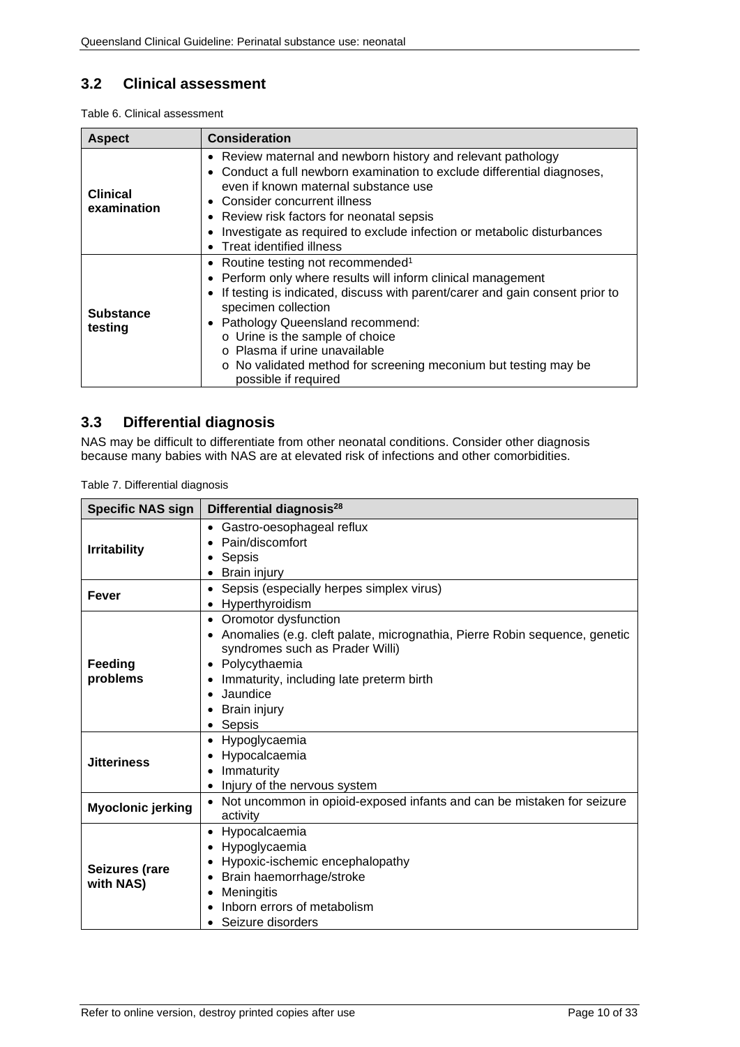## 3.2 Clinical assessment

Table 6. Clinical assessment

| Aspect | Consideration |
|---|---|
| **Clinical examination** | • Review maternal and newborn history and relevant pathology<br>• Conduct a full newborn examination to exclude differential diagnoses, even if known maternal substance use<br>• Consider concurrent illness<br>• Review risk factors for neonatal sepsis<br>• Investigate as required to exclude infection or metabolic disturbances<br>• Treat identified illness |
| **Substance testing** | • Routine testing not recommended[1]<br>• Perform only where results will inform clinical management<br>• If testing is indicated, discuss with parent/carer and gain consent prior to specimen collection<br>• Pathology Queensland recommend:<br>  o Urine is the sample of choice<br>  o Plasma if urine unavailable<br>  o No validated method for screening meconium but testing may be possible if required |

## 3.3 Differential diagnosis

NAS may be difficult to differentiate from other neonatal conditions. Consider other diagnosis because many babies with NAS are at elevated risk of infections and other comorbidities.

Table 7. Differential diagnosis

| Specific NAS sign | Differential diagnosis[28] |
|---|---|
| **Irritability** | • Gastro-oesophageal reflux<br>• Pain/discomfort<br>• Sepsis<br>• Brain injury |
| **Fever** | • Sepsis (especially herpes simplex virus)<br>• Hyperthyroidism |
| **Feeding problems** | • Oromotor dysfunction<br>• Anomalies (e.g. cleft palate, micrognathia, Pierre Robin sequence, genetic syndromes such as Prader Willi)<br>• Polycythaemia<br>• Immaturity, including late preterm birth<br>• Jaundice<br>• Brain injury<br>• Sepsis |
| **Jitteriness** | • Hypoglycaemia<br>• Hypocalcaemia<br>• Immaturity<br>• Injury of the nervous system |
| **Myoclonic jerking** | • Not uncommon in opioid-exposed infants and can be mistaken for seizure activity |
| **Seizures (rare with NAS)** | • Hypocalcaemia<br>• Hypoglycaemia<br>• Hypoxic-ischemic encephalopathy<br>• Brain haemorrhage/stroke<br>• Meningitis<br>• Inborn errors of metabolism<br>• Seizure disorders |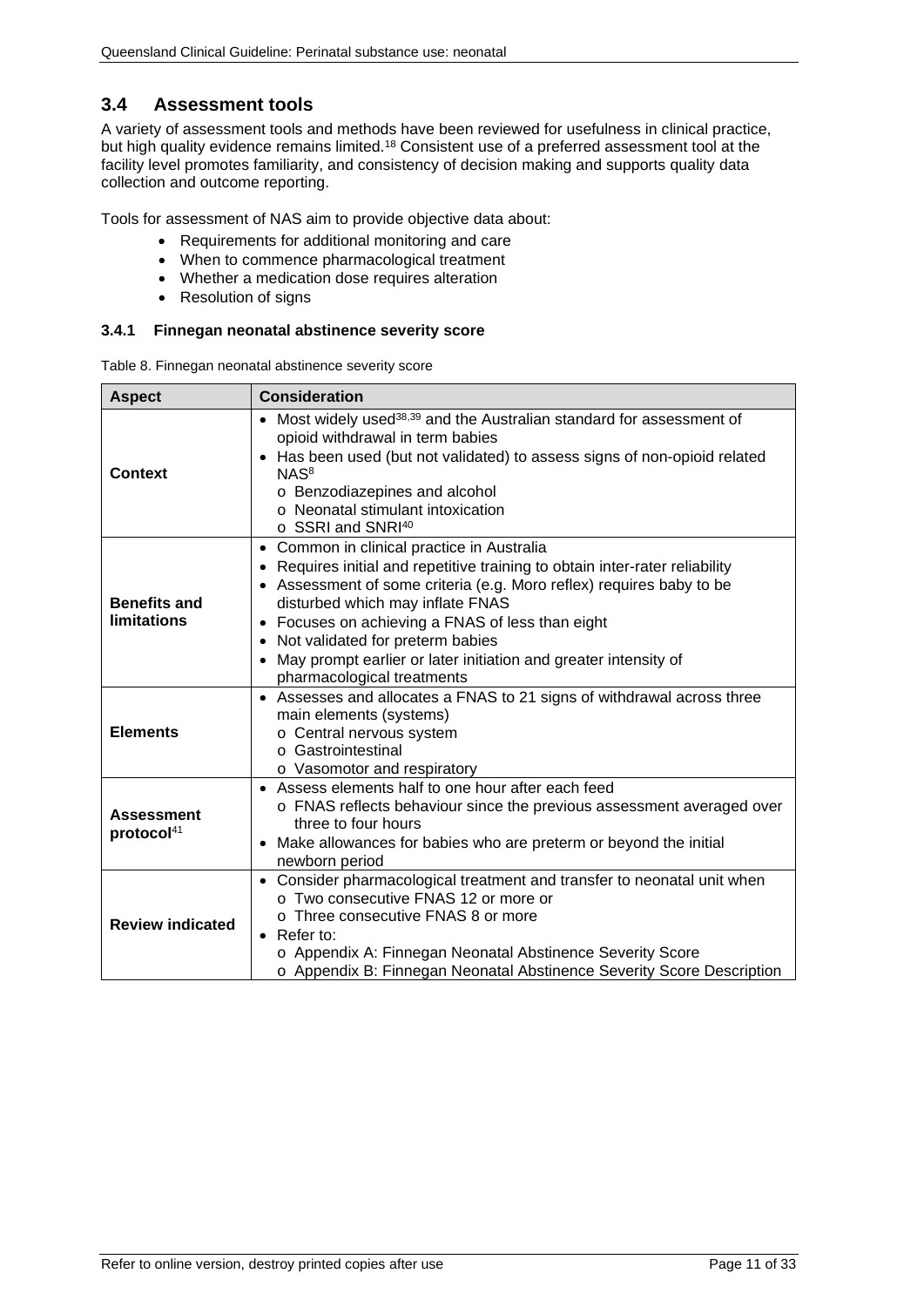## 3.4 Assessment tools

A variety of assessment tools and methods have been reviewed for usefulness in clinical practice, but high quality evidence remains limited.[18] Consistent use of a preferred assessment tool at the facility level promotes familiarity, and consistency of decision making and supports quality data collection and outcome reporting.

Tools for assessment of NAS aim to provide objective data about:

- Requirements for additional monitoring and care
- When to commence pharmacological treatment
- Whether a medication dose requires alteration
- Resolution of signs

### 3.4.1 Finnegan neonatal abstinence severity score

Table 8. Finnegan neonatal abstinence severity score

| Aspect | Consideration |
|---|---|
| **Context** | • Most widely used[38,39] and the Australian standard for assessment of opioid withdrawal in term babies<br>• Has been used (but not validated) to assess signs of non-opioid related NAS[8]<br>  o Benzodiazepines and alcohol<br>  o Neonatal stimulant intoxication<br>  o SSRI and SNRI[40] |
| **Benefits and limitations** | • Common in clinical practice in Australia<br>• Requires initial and repetitive training to obtain inter-rater reliability<br>• Assessment of some criteria (e.g. Moro reflex) requires baby to be disturbed which may inflate FNAS<br>• Focuses on achieving a FNAS of less than eight<br>• Not validated for preterm babies<br>• May prompt earlier or later initiation and greater intensity of pharmacological treatments |
| **Elements** | • Assesses and allocates a FNAS to 21 signs of withdrawal across three main elements (systems)<br>  o Central nervous system<br>  o Gastrointestinal<br>  o Vasomotor and respiratory |
| **Assessment protocol**[41] | • Assess elements half to one hour after each feed<br>  o FNAS reflects behaviour since the previous assessment averaged over three to four hours<br>• Make allowances for babies who are preterm or beyond the initial newborn period |
| **Review indicated** | • Consider pharmacological treatment and transfer to neonatal unit when<br>  o Two consecutive FNAS 12 or more or<br>  o Three consecutive FNAS 8 or more<br>• Refer to:<br>  o Appendix A: Finnegan Neonatal Abstinence Severity Score<br>  o Appendix B: Finnegan Neonatal Abstinence Severity Score Description |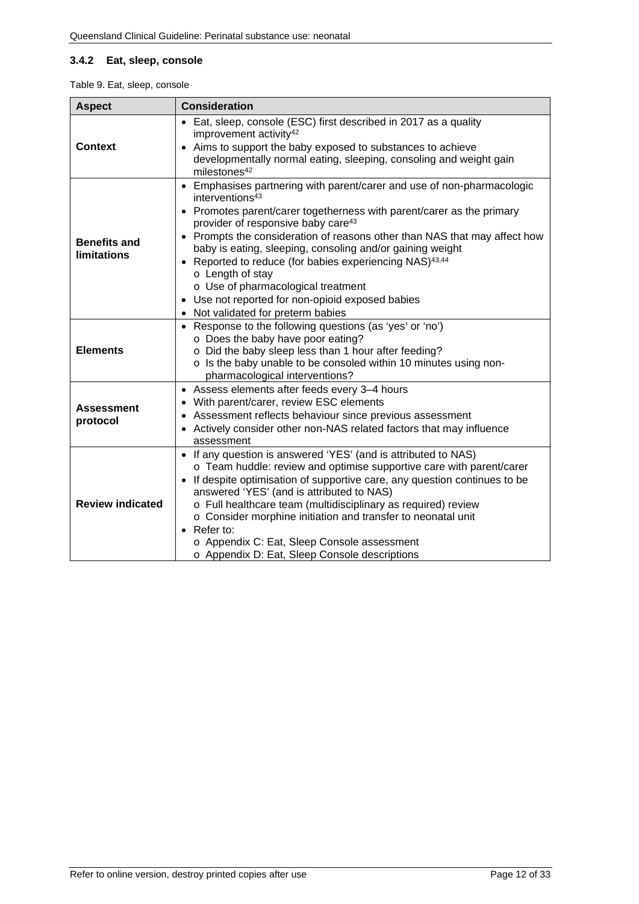### 3.4.2 Eat, sleep, console

Table 9. Eat, sleep, console

| Aspect | Consideration |
|---|---|
| **Context** | • Eat, sleep, console (ESC) first described in 2017 as a quality improvement activity[42]<br>• Aims to support the baby exposed to substances to achieve developmentally normal eating, sleeping, consoling and weight gain milestones[42] |
| **Benefits and limitations** | • Emphasises partnering with parent/carer and use of non-pharmacologic interventions[43]<br>• Promotes parent/carer togetherness with parent/carer as the primary provider of responsive baby care[43]<br>• Prompts the consideration of reasons other than NAS that may affect how baby is eating, sleeping, consoling and/or gaining weight<br>• Reported to reduce (for babies experiencing NAS)[43,44]<br>  o Length of stay<br>  o Use of pharmacological treatment<br>• Use not reported for non-opioid exposed babies<br>• Not validated for preterm babies |
| **Elements** | • Response to the following questions (as 'yes' or 'no')<br>  o Does the baby have poor eating?<br>  o Did the baby sleep less than 1 hour after feeding?<br>  o Is the baby unable to be consoled within 10 minutes using non-pharmacological interventions? |
| **Assessment protocol** | • Assess elements after feeds every 3–4 hours<br>• With parent/carer, review ESC elements<br>• Assessment reflects behaviour since previous assessment<br>• Actively consider other non-NAS related factors that may influence assessment |
| **Review indicated** | • If any question is answered 'YES' (and is attributed to NAS)<br>  o Team huddle: review and optimise supportive care with parent/carer<br>• If despite optimisation of supportive care, any question continues to be answered 'YES' (and is attributed to NAS)<br>  o Full healthcare team (multidisciplinary as required) review<br>  o Consider morphine initiation and transfer to neonatal unit<br>• Refer to:<br>  o Appendix C: Eat, Sleep Console assessment<br>  o Appendix D: Eat, Sleep Console descriptions |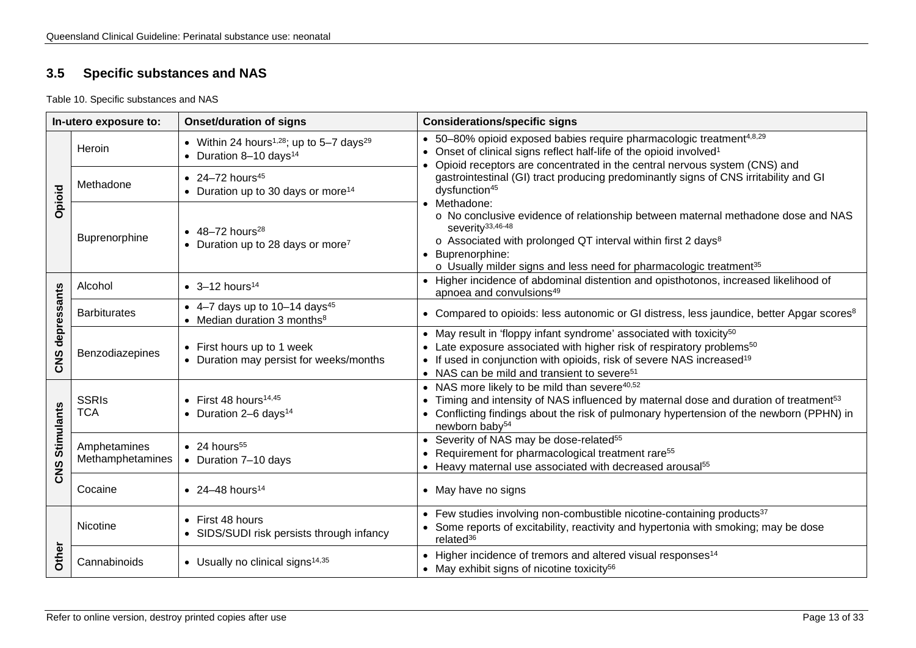## 3.5 Specific substances and NAS

Table 10. Specific substances and NAS

| In-utero exposure to: | | Onset/duration of signs | Considerations/specific signs |
|---|---|---|---|
| Opioid | Heroin | • Within 24 hours[1,28]; up to 5–7 days[29]<br>• Duration 8–10 days[14] | • 50–80% opioid exposed babies require pharmacologic treatment[4,8,29]<br>• Onset of clinical signs reflect half-life of the opioid involved[1]<br>• Opioid receptors are concentrated in the central nervous system (CNS) and gastrointestinal (GI) tract producing predominantly signs of CNS irritability and GI dysfunction[45]<br>• Methadone:<br>o No conclusive evidence of relationship between maternal methadone dose and NAS severity[33,46-48]<br>o Associated with prolonged QT interval within first 2 days[8]<br>• Buprenorphine:<br>o Usually milder signs and less need for pharmacologic treatment[35] |
| | Methadone | • 24–72 hours[45]<br>• Duration up to 30 days or more[14] | |
| | Buprenorphine | • 48–72 hours[28]<br>• Duration up to 28 days or more[7] | |
| CNS depressants | Alcohol | • 3–12 hours[14] | • Higher incidence of abdominal distention and opisthotonos, increased likelihood of apnoea and convulsions[49] |
| | Barbiturates | • 4–7 days up to 10–14 days[45]<br>• Median duration 3 months[8] | • Compared to opioids: less autonomic or GI distress, less jaundice, better Apgar scores[8] |
| | Benzodiazepines | • First hours up to 1 week<br>• Duration may persist for weeks/months | • May result in 'floppy infant syndrome' associated with toxicity[50]<br>• Late exposure associated with higher risk of respiratory problems[50]<br>• If used in conjunction with opioids, risk of severe NAS increased[19]<br>• NAS can be mild and transient to severe[51] |
| CNS Stimulants | SSRIs<br>TCA | • First 48 hours[14,45]<br>• Duration 2–6 days[14] | • NAS more likely to be mild than severe[40,52]<br>• Timing and intensity of NAS influenced by maternal dose and duration of treatment[53]<br>• Conflicting findings about the risk of pulmonary hypertension of the newborn (PPHN) in newborn baby[54] |
| | Amphetamines<br>Methamphetamines | • 24 hours[55]<br>• Duration 7–10 days | • Severity of NAS may be dose-related[55]<br>• Requirement for pharmacological treatment rare[55]<br>• Heavy maternal use associated with decreased arousal[55] |
| | Cocaine | • 24–48 hours[14] | • May have no signs |
| Other | Nicotine | • First 48 hours<br>• SIDS/SUDI risk persists through infancy | • Few studies involving non-combustible nicotine-containing products[37]<br>• Some reports of excitability, reactivity and hypertonia with smoking; may be dose related[36] |
| | Cannabinoids | • Usually no clinical signs[14,35] | • Higher incidence of tremors and altered visual responses[14]<br>• May exhibit signs of nicotine toxicity[56] |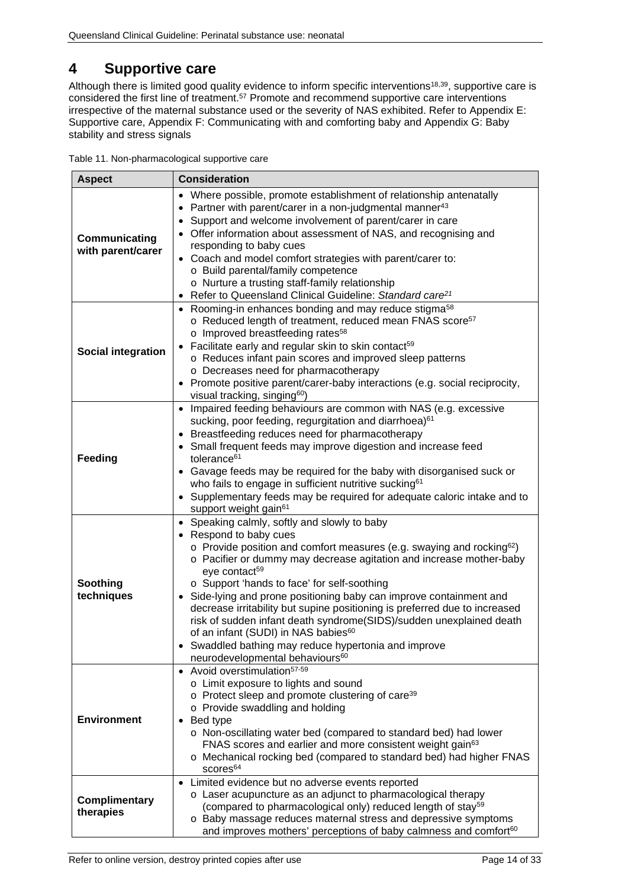# 4 Supportive care

Although there is limited good quality evidence to inform specific interventions[18,39], supportive care is considered the first line of treatment.[57] Promote and recommend supportive care interventions irrespective of the maternal substance used or the severity of NAS exhibited. Refer to Appendix E: Supportive care, Appendix F: Communicating with and comforting baby and Appendix G: Baby stability and stress signals

Table 11. Non-pharmacological supportive care

| Aspect | Consideration |
|---|---|
| **Communicating with parent/carer** | • Where possible, promote establishment of relationship antenatally<br>• Partner with parent/carer in a non-judgmental manner[43]<br>• Support and welcome involvement of parent/carer in care<br>• Offer information about assessment of NAS, and recognising and responding to baby cues<br>• Coach and model comfort strategies with parent/carer to:<br>o Build parental/family competence<br>o Nurture a trusting staff-family relationship<br>• Refer to Queensland Clinical Guideline: *Standard care*[21] |
| **Social integration** | • Rooming-in enhances bonding and may reduce stigma[58]<br>o Reduced length of treatment, reduced mean FNAS score[57]<br>o Improved breastfeeding rates[58]<br>• Facilitate early and regular skin to skin contact[59]<br>o Reduces infant pain scores and improved sleep patterns<br>o Decreases need for pharmacotherapy<br>• Promote positive parent/carer-baby interactions (e.g. social reciprocity, visual tracking, singing[60]) |
| **Feeding** | • Impaired feeding behaviours are common with NAS (e.g. excessive sucking, poor feeding, regurgitation and diarrhoea)[61]<br>• Breastfeeding reduces need for pharmacotherapy<br>• Small frequent feeds may improve digestion and increase feed tolerance[61]<br>• Gavage feeds may be required for the baby with disorganised suck or who fails to engage in sufficient nutritive sucking[61]<br>• Supplementary feeds may be required for adequate caloric intake and to support weight gain[61] |
| **Soothing techniques** | • Speaking calmly, softly and slowly to baby<br>• Respond to baby cues<br>o Provide position and comfort measures (e.g. swaying and rocking[62])<br>o Pacifier or dummy may decrease agitation and increase mother-baby eye contact[59]<br>o Support 'hands to face' for self-soothing<br>• Side-lying and prone positioning baby can improve containment and decrease irritability but supine positioning is preferred due to increased risk of sudden infant death syndrome(SIDS)/sudden unexplained death of an infant (SUDI) in NAS babies[60]<br>• Swaddled bathing may reduce hypertonia and improve neurodevelopmental behaviours[60] |
| **Environment** | • Avoid overstimulation[57-59]<br>o Limit exposure to lights and sound<br>o Protect sleep and promote clustering of care[39]<br>o Provide swaddling and holding<br>• Bed type<br>o Non-oscillating water bed (compared to standard bed) had lower FNAS scores and earlier and more consistent weight gain[63]<br>o Mechanical rocking bed (compared to standard bed) had higher FNAS scores[64] |
| **Complimentary therapies** | • Limited evidence but no adverse events reported<br>o Laser acupuncture as an adjunct to pharmacological therapy (compared to pharmacological only) reduced length of stay[59]<br>o Baby massage reduces maternal stress and depressive symptoms and improves mothers' perceptions of baby calmness and comfort[60] |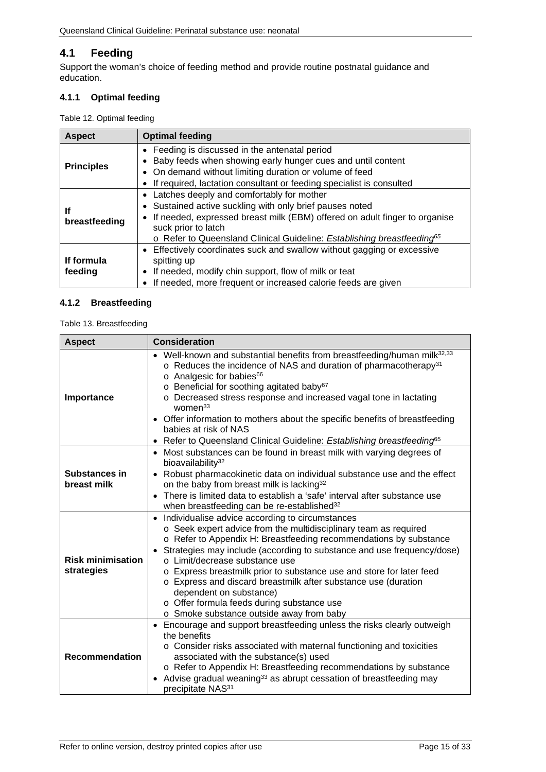## 4.1 Feeding

Support the woman's choice of feeding method and provide routine postnatal guidance and education.

### 4.1.1 Optimal feeding

Table 12. Optimal feeding

| Aspect | Optimal feeding |
|---|---|
| **Principles** | • Feeding is discussed in the antenatal period<br>• Baby feeds when showing early hunger cues and until content<br>• On demand without limiting duration or volume of feed<br>• If required, lactation consultant or feeding specialist is consulted |
| **If breastfeeding** | • Latches deeply and comfortably for mother<br>• Sustained active suckling with only brief pauses noted<br>• If needed, expressed breast milk (EBM) offered on adult finger to organise suck prior to latch<br>  o Refer to Queensland Clinical Guideline: *Establishing breastfeeding*[65] |
| **If formula feeding** | • Effectively coordinates suck and swallow without gagging or excessive spitting up<br>• If needed, modify chin support, flow of milk or teat<br>• If needed, more frequent or increased calorie feeds are given |

### 4.1.2 Breastfeeding

Table 13. Breastfeeding

| Aspect | Consideration |
|---|---|
| **Importance** | • Well-known and substantial benefits from breastfeeding/human milk[32,33]<br>  o Reduces the incidence of NAS and duration of pharmacotherapy[31]<br>  o Analgesic for babies[66]<br>  o Beneficial for soothing agitated baby[67]<br>  o Decreased stress response and increased vagal tone in lactating women[33]<br>• Offer information to mothers about the specific benefits of breastfeeding babies at risk of NAS<br>• Refer to Queensland Clinical Guideline: *Establishing breastfeeding*[65] |
| **Substances in breast milk** | • Most substances can be found in breast milk with varying degrees of bioavailability[32]<br>• Robust pharmacokinetic data on individual substance use and the effect on the baby from breast milk is lacking[32]<br>• There is limited data to establish a 'safe' interval after substance use when breastfeeding can be re-established[32] |
| **Risk minimisation strategies** | • Individualise advice according to circumstances<br>  o Seek expert advice from the multidisciplinary team as required<br>  o Refer to Appendix H: Breastfeeding recommendations by substance<br>• Strategies may include (according to substance and use frequency/dose)<br>  o Limit/decrease substance use<br>  o Express breastmilk prior to substance use and store for later feed<br>  o Express and discard breastmilk after substance use (duration dependent on substance)<br>  o Offer formula feeds during substance use<br>  o Smoke substance outside away from baby |
| **Recommendation** | • Encourage and support breastfeeding unless the risks clearly outweigh the benefits<br>  o Consider risks associated with maternal functioning and toxicities associated with the substance(s) used<br>  o Refer to Appendix H: Breastfeeding recommendations by substance<br>• Advise gradual weaning[33] as abrupt cessation of breastfeeding may precipitate NAS[31] |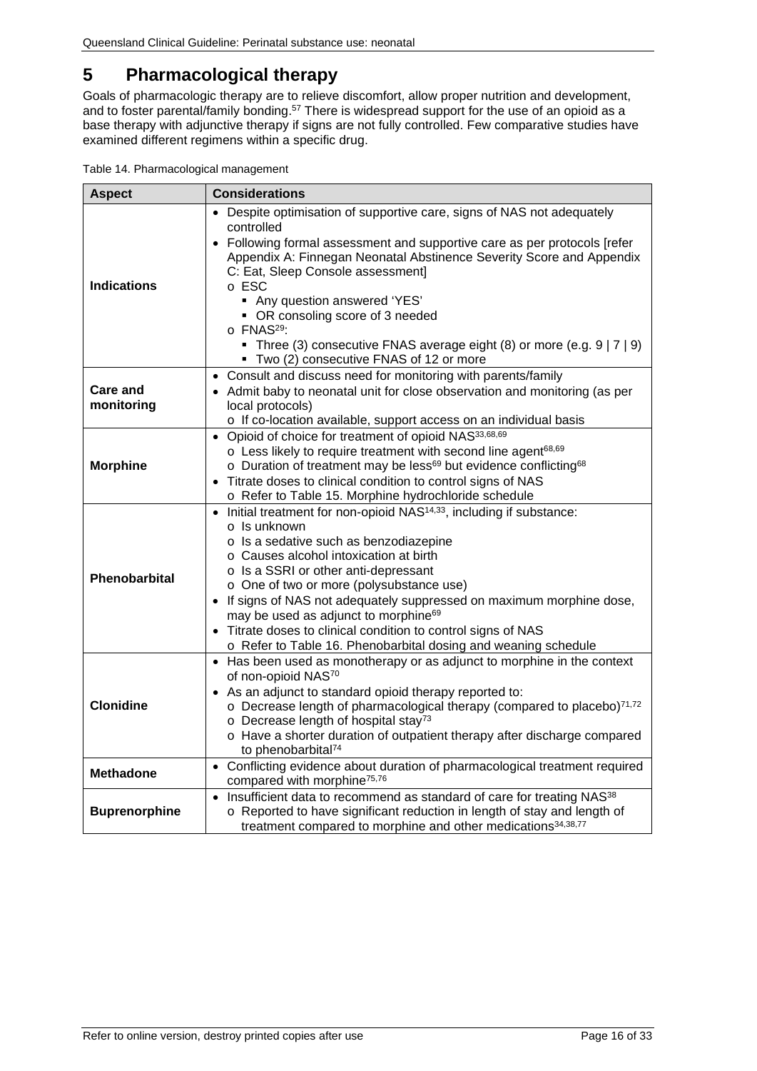# 5 Pharmacological therapy

Goals of pharmacologic therapy are to relieve discomfort, allow proper nutrition and development, and to foster parental/family bonding.[57] There is widespread support for the use of an opioid as a base therapy with adjunctive therapy if signs are not fully controlled. Few comparative studies have examined different regimens within a specific drug.

Table 14. Pharmacological management

| Aspect | Considerations |
|---|---|
| **Indications** | • Despite optimisation of supportive care, signs of NAS not adequately controlled<br>• Following formal assessment and supportive care as per protocols [refer Appendix A: Finnegan Neonatal Abstinence Severity Score and Appendix C: Eat, Sleep Console assessment]<br>&nbsp;&nbsp;o ESC<br>&nbsp;&nbsp;&nbsp;&nbsp;▪ Any question answered 'YES'<br>&nbsp;&nbsp;&nbsp;&nbsp;▪ OR consoling score of 3 needed<br>&nbsp;&nbsp;o FNAS[29]:<br>&nbsp;&nbsp;&nbsp;&nbsp;▪ Three (3) consecutive FNAS average eight (8) or more (e.g. 9 \| 7 \| 9)<br>&nbsp;&nbsp;&nbsp;&nbsp;▪ Two (2) consecutive FNAS of 12 or more |
| **Care and monitoring** | • Consult and discuss need for monitoring with parents/family<br>• Admit baby to neonatal unit for close observation and monitoring (as per local protocols)<br>&nbsp;&nbsp;o If co-location available, support access on an individual basis |
| **Morphine** | • Opioid of choice for treatment of opioid NAS[33,68,69]<br>&nbsp;&nbsp;o Less likely to require treatment with second line agent[68,69]<br>&nbsp;&nbsp;o Duration of treatment may be less[69] but evidence conflicting[68]<br>• Titrate doses to clinical condition to control signs of NAS<br>&nbsp;&nbsp;o Refer to Table 15. Morphine hydrochloride schedule |
| **Phenobarbital** | • Initial treatment for non-opioid NAS[14,33], including if substance:<br>&nbsp;&nbsp;o Is unknown<br>&nbsp;&nbsp;o Is a sedative such as benzodiazepine<br>&nbsp;&nbsp;o Causes alcohol intoxication at birth<br>&nbsp;&nbsp;o Is a SSRI or other anti-depressant<br>&nbsp;&nbsp;o One of two or more (polysubstance use)<br>• If signs of NAS not adequately suppressed on maximum morphine dose, may be used as adjunct to morphine[69]<br>• Titrate doses to clinical condition to control signs of NAS<br>&nbsp;&nbsp;o Refer to Table 16. Phenobarbital dosing and weaning schedule |
| **Clonidine** | • Has been used as monotherapy or as adjunct to morphine in the context of non-opioid NAS[70]<br>• As an adjunct to standard opioid therapy reported to:<br>&nbsp;&nbsp;o Decrease length of pharmacological therapy (compared to placebo)[71,72]<br>&nbsp;&nbsp;o Decrease length of hospital stay[73]<br>&nbsp;&nbsp;o Have a shorter duration of outpatient therapy after discharge compared to phenobarbital[74] |
| **Methadone** | • Conflicting evidence about duration of pharmacological treatment required compared with morphine[75,76] |
| **Buprenorphine** | • Insufficient data to recommend as standard of care for treating NAS[38]<br>&nbsp;&nbsp;o Reported to have significant reduction in length of stay and length of treatment compared to morphine and other medications[34,38,77] |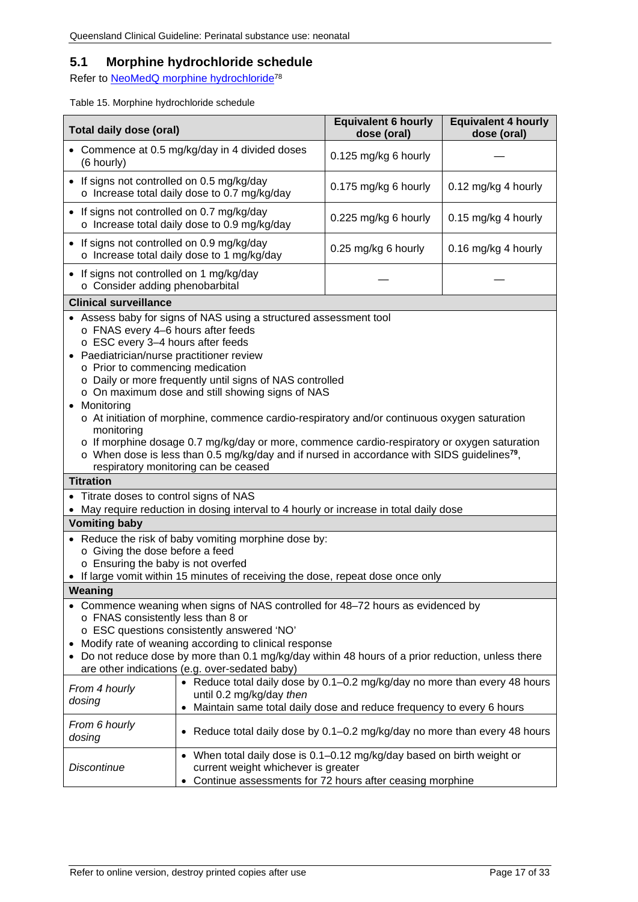## 5.1 Morphine hydrochloride schedule

Refer to NeoMedQ morphine hydrochloride[78]

Table 15. Morphine hydrochloride schedule

| Total daily dose (oral) | Equivalent 6 hourly dose (oral) | Equivalent 4 hourly dose (oral) |
|---|---|---|
| • Commence at 0.5 mg/kg/day in 4 divided doses (6 hourly) | 0.125 mg/kg 6 hourly | — |
| • If signs not controlled on 0.5 mg/kg/day<br>o Increase total daily dose to 0.7 mg/kg/day | 0.175 mg/kg 6 hourly | 0.12 mg/kg 4 hourly |
| • If signs not controlled on 0.7 mg/kg/day<br>o Increase total daily dose to 0.9 mg/kg/day | 0.225 mg/kg 6 hourly | 0.15 mg/kg 4 hourly |
| • If signs not controlled on 0.9 mg/kg/day<br>o Increase total daily dose to 1 mg/kg/day | 0.25 mg/kg 6 hourly | 0.16 mg/kg 4 hourly |
| • If signs not controlled on 1 mg/kg/day<br>o Consider adding phenobarbital | — | — |

**Clinical surveillance**

- Assess baby for signs of NAS using a structured assessment tool
  - FNAS every 4–6 hours after feeds
  - ESC every 3–4 hours after feeds
- Paediatrician/nurse practitioner review
  - Prior to commencing medication
  - Daily or more frequently until signs of NAS controlled
  - On maximum dose and still showing signs of NAS
- Monitoring
  - At initiation of morphine, commence cardio-respiratory and/or continuous oxygen saturation monitoring
  - If morphine dosage 0.7 mg/kg/day or more, commence cardio-respiratory or oxygen saturation
  - When dose is less than 0.5 mg/kg/day and if nursed in accordance with SIDS guidelines[79], respiratory monitoring can be ceased

**Titration**

- Titrate doses to control signs of NAS
- May require reduction in dosing interval to 4 hourly or increase in total daily dose

**Vomiting baby**

- Reduce the risk of baby vomiting morphine dose by:
  - Giving the dose before a feed
  - Ensuring the baby is not overfed
- If large vomit within 15 minutes of receiving the dose, repeat dose once only

**Weaning**

- Commence weaning when signs of NAS controlled for 48–72 hours as evidenced by
  - FNAS consistently less than 8 or
  - ESC questions consistently answered 'NO'
- Modify rate of weaning according to clinical response
- Do not reduce dose by more than 0.1 mg/kg/day within 48 hours of a prior reduction, unless there are other indications (e.g. over-sedated baby)

| | |
|---|---|
| *From 4 hourly dosing* | • Reduce total daily dose by 0.1–0.2 mg/kg/day no more than every 48 hours until 0.2 mg/kg/day *then*<br>• Maintain same total daily dose and reduce frequency to every 6 hours |
| *From 6 hourly dosing* | • Reduce total daily dose by 0.1–0.2 mg/kg/day no more than every 48 hours |
| *Discontinue* | • When total daily dose is 0.1–0.12 mg/kg/day based on birth weight or current weight whichever is greater<br>• Continue assessments for 72 hours after ceasing morphine |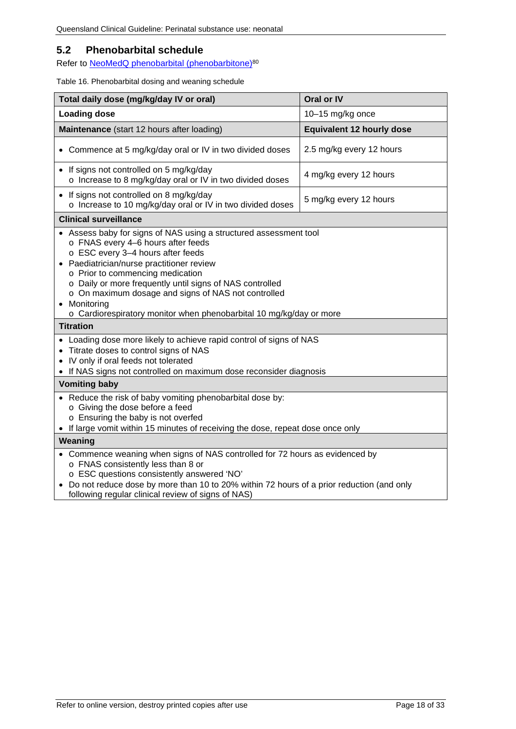## 5.2 Phenobarbital schedule

Refer to NeoMedQ phenobarbital (phenobarbitone)[80]

Table 16. Phenobarbital dosing and weaning schedule

| Total daily dose (mg/kg/day IV or oral) | Oral or IV |
|---|---|
| **Loading dose** | 10–15 mg/kg once |
| **Maintenance** (start 12 hours after loading) | **Equivalent 12 hourly dose** |
| • Commence at 5 mg/kg/day oral or IV in two divided doses | 2.5 mg/kg every 12 hours |
| • If signs not controlled on 5 mg/kg/day<br>o Increase to 8 mg/kg/day oral or IV in two divided doses | 4 mg/kg every 12 hours |
| • If signs not controlled on 8 mg/kg/day<br>o Increase to 10 mg/kg/day oral or IV in two divided doses | 5 mg/kg every 12 hours |
| **Clinical surveillance** | |
| • Assess baby for signs of NAS using a structured assessment tool<br>o FNAS every 4–6 hours after feeds<br>o ESC every 3–4 hours after feeds<br>• Paediatrician/nurse practitioner review<br>o Prior to commencing medication<br>o Daily or more frequently until signs of NAS controlled<br>o On maximum dosage and signs of NAS not controlled<br>• Monitoring<br>o Cardiorespiratory monitor when phenobarbital 10 mg/kg/day or more | |
| **Titration** | |
| • Loading dose more likely to achieve rapid control of signs of NAS<br>• Titrate doses to control signs of NAS<br>• IV only if oral feeds not tolerated<br>• If NAS signs not controlled on maximum dose reconsider diagnosis | |
| **Vomiting baby** | |
| • Reduce the risk of baby vomiting phenobarbital dose by:<br>o Giving the dose before a feed<br>o Ensuring the baby is not overfed<br>• If large vomit within 15 minutes of receiving the dose, repeat dose once only | |
| **Weaning** | |
| • Commence weaning when signs of NAS controlled for 72 hours as evidenced by<br>o FNAS consistently less than 8 or<br>o ESC questions consistently answered 'NO'<br>• Do not reduce dose by more than 10 to 20% within 72 hours of a prior reduction (and only following regular clinical review of signs of NAS) | |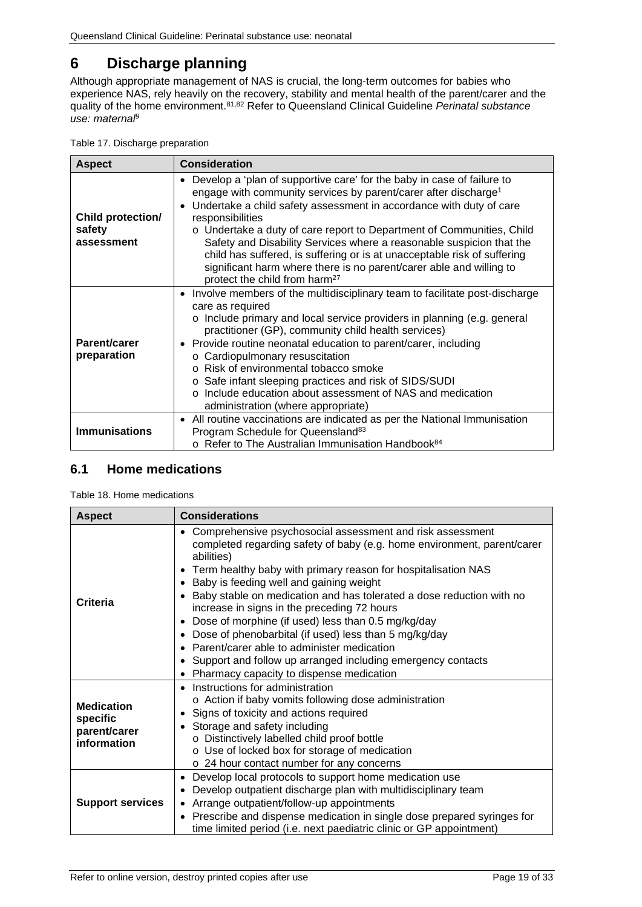# 6 Discharge planning

Although appropriate management of NAS is crucial, the long-term outcomes for babies who experience NAS, rely heavily on the recovery, stability and mental health of the parent/carer and the quality of the home environment.[81,82] Refer to Queensland Clinical Guideline *Perinatal substance use: maternal*[9]

Table 17. Discharge preparation

| Aspect | Consideration |
|---|---|
| **Child protection/ safety assessment** | • Develop a 'plan of supportive care' for the baby in case of failure to engage with community services by parent/carer after discharge[1]<br>• Undertake a child safety assessment in accordance with duty of care responsibilities<br>  o Undertake a duty of care report to Department of Communities, Child Safety and Disability Services where a reasonable suspicion that the child has suffered, is suffering or is at unacceptable risk of suffering significant harm where there is no parent/carer able and willing to protect the child from harm[27] |
| **Parent/carer preparation** | • Involve members of the multidisciplinary team to facilitate post-discharge care as required<br>  o Include primary and local service providers in planning (e.g. general practitioner (GP), community child health services)<br>• Provide routine neonatal education to parent/carer, including<br>  o Cardiopulmonary resuscitation<br>  o Risk of environmental tobacco smoke<br>  o Safe infant sleeping practices and risk of SIDS/SUDI<br>  o Include education about assessment of NAS and medication administration (where appropriate) |
| **Immunisations** | • All routine vaccinations are indicated as per the National Immunisation Program Schedule for Queensland[83]<br>  o Refer to The Australian Immunisation Handbook[84] |

## 6.1 Home medications

Table 18. Home medications

| Aspect | Considerations |
|---|---|
| **Criteria** | • Comprehensive psychosocial assessment and risk assessment completed regarding safety of baby (e.g. home environment, parent/carer abilities)<br>• Term healthy baby with primary reason for hospitalisation NAS<br>• Baby is feeding well and gaining weight<br>• Baby stable on medication and has tolerated a dose reduction with no increase in signs in the preceding 72 hours<br>• Dose of morphine (if used) less than 0.5 mg/kg/day<br>• Dose of phenobarbital (if used) less than 5 mg/kg/day<br>• Parent/carer able to administer medication<br>• Support and follow up arranged including emergency contacts<br>• Pharmacy capacity to dispense medication |
| **Medication specific parent/carer information** | • Instructions for administration<br>  o Action if baby vomits following dose administration<br>• Signs of toxicity and actions required<br>• Storage and safety including<br>  o Distinctively labelled child proof bottle<br>  o Use of locked box for storage of medication<br>  o 24 hour contact number for any concerns |
| **Support services** | • Develop local protocols to support home medication use<br>• Develop outpatient discharge plan with multidisciplinary team<br>• Arrange outpatient/follow-up appointments<br>• Prescribe and dispense medication in single dose prepared syringes for time limited period (i.e. next paediatric clinic or GP appointment) |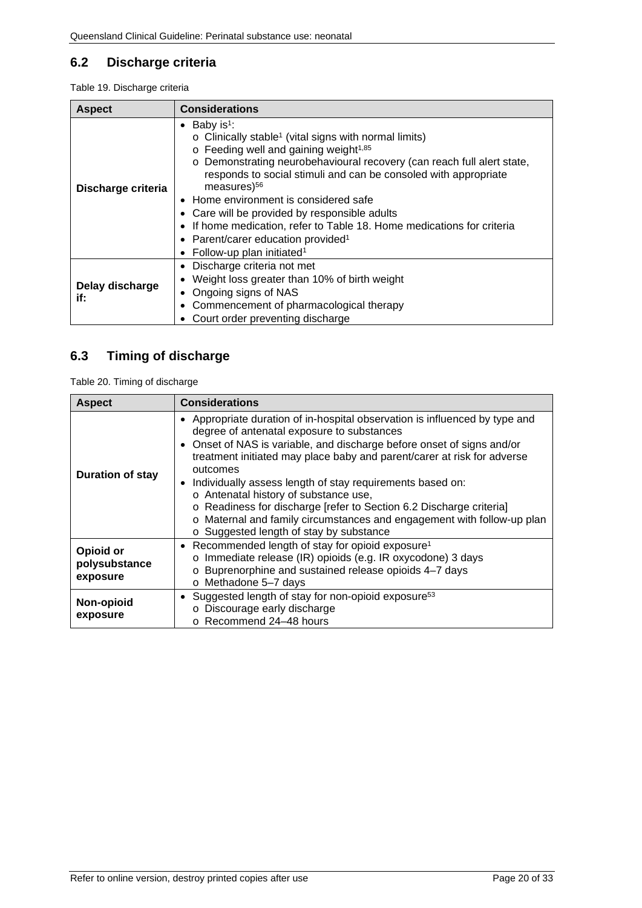## 6.2 Discharge criteria

Table 19. Discharge criteria

| Aspect | Considerations |
| --- | --- |
| **Discharge criteria** | • Baby is[1]:<br>o Clinically stable[1] (vital signs with normal limits)<br>o Feeding well and gaining weight[1,85]<br>o Demonstrating neurobehavioural recovery (can reach full alert state, responds to social stimuli and can be consoled with appropriate measures)[56]<br>• Home environment is considered safe<br>• Care will be provided by responsible adults<br>• If home medication, refer to Table 18. Home medications for criteria<br>• Parent/carer education provided[1]<br>• Follow-up plan initiated[1] |
| **Delay discharge if:** | • Discharge criteria not met<br>• Weight loss greater than 10% of birth weight<br>• Ongoing signs of NAS<br>• Commencement of pharmacological therapy<br>• Court order preventing discharge |

## 6.3 Timing of discharge

Table 20. Timing of discharge

| Aspect | Considerations |
| --- | --- |
| **Duration of stay** | • Appropriate duration of in-hospital observation is influenced by type and degree of antenatal exposure to substances<br>• Onset of NAS is variable, and discharge before onset of signs and/or treatment initiated may place baby and parent/carer at risk for adverse outcomes<br>• Individually assess length of stay requirements based on:<br>o Antenatal history of substance use,<br>o Readiness for discharge [refer to Section 6.2 Discharge criteria]<br>o Maternal and family circumstances and engagement with follow-up plan<br>o Suggested length of stay by substance |
| **Opioid or polysubstance exposure** | • Recommended length of stay for opioid exposure[1]<br>o Immediate release (IR) opioids (e.g. IR oxycodone) 3 days<br>o Buprenorphine and sustained release opioids 4–7 days<br>o Methadone 5–7 days |
| **Non-opioid exposure** | • Suggested length of stay for non-opioid exposure[53]<br>o Discourage early discharge<br>o Recommend 24–48 hours |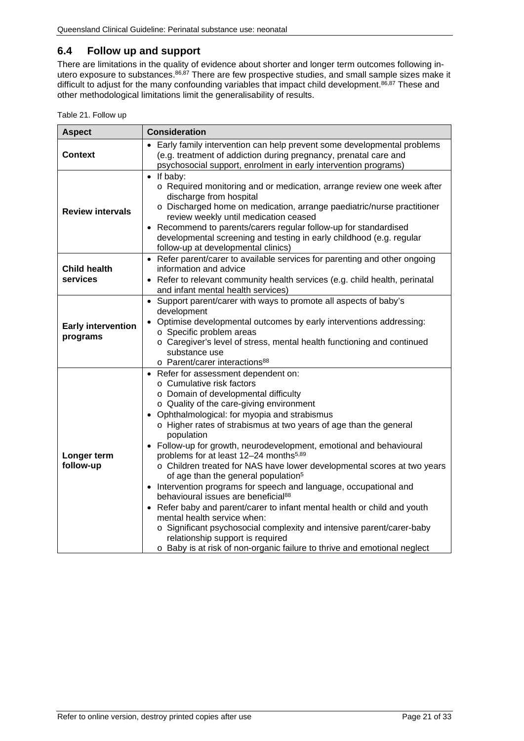## 6.4 Follow up and support

There are limitations in the quality of evidence about shorter and longer term outcomes following in-utero exposure to substances.[86,87] There are few prospective studies, and small sample sizes make it difficult to adjust for the many confounding variables that impact child development.[86,87] These and other methodological limitations limit the generalisability of results.

Table 21. Follow up

| Aspect | Consideration |
|---|---|
| **Context** | • Early family intervention can help prevent some developmental problems (e.g. treatment of addiction during pregnancy, prenatal care and psychosocial support, enrolment in early intervention programs) |
| **Review intervals** | • If baby:<br>o Required monitoring and or medication, arrange review one week after discharge from hospital<br>o Discharged home on medication, arrange paediatric/nurse practitioner review weekly until medication ceased<br>• Recommend to parents/carers regular follow-up for standardised developmental screening and testing in early childhood (e.g. regular follow-up at developmental clinics) |
| **Child health services** | • Refer parent/carer to available services for parenting and other ongoing information and advice<br>• Refer to relevant community health services (e.g. child health, perinatal and infant mental health services) |
| **Early intervention programs** | • Support parent/carer with ways to promote all aspects of baby's development<br>• Optimise developmental outcomes by early interventions addressing:<br>o Specific problem areas<br>o Caregiver's level of stress, mental health functioning and continued substance use<br>o Parent/carer interactions[88] |
| **Longer term follow-up** | • Refer for assessment dependent on:<br>o Cumulative risk factors<br>o Domain of developmental difficulty<br>o Quality of the care-giving environment<br>• Ophthalmological: for myopia and strabismus<br>o Higher rates of strabismus at two years of age than the general population<br>• Follow-up for growth, neurodevelopment, emotional and behavioural problems for at least 12–24 months[5,89]<br>o Children treated for NAS have lower developmental scores at two years of age than the general population[5]<br>• Intervention programs for speech and language, occupational and behavioural issues are beneficial[88]<br>• Refer baby and parent/carer to infant mental health or child and youth mental health service when:<br>o Significant psychosocial complexity and intensive parent/carer-baby relationship support is required<br>o Baby is at risk of non-organic failure to thrive and emotional neglect |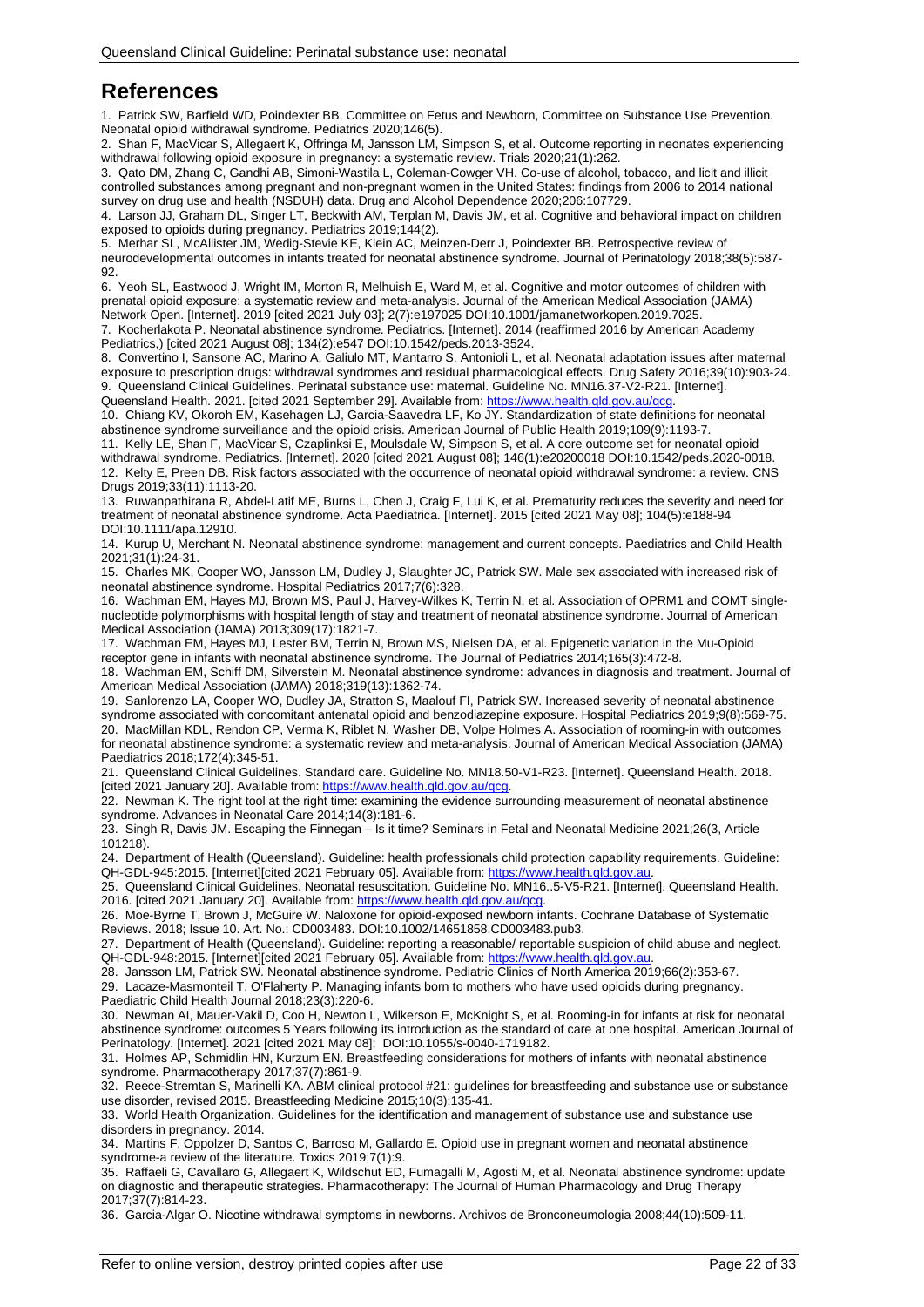# References

1. Patrick SW, Barfield WD, Poindexter BB, Committee on Fetus and Newborn, Committee on Substance Use Prevention. Neonatal opioid withdrawal syndrome. Pediatrics 2020;146(5).
2. Shan F, MacVicar S, Allegaert K, Offringa M, Jansson LM, Simpson S, et al. Outcome reporting in neonates experiencing withdrawal following opioid exposure in pregnancy: a systematic review. Trials 2020;21(1):262.
3. Qato DM, Zhang C, Gandhi AB, Simoni-Wastila L, Coleman-Cowger VH. Co-use of alcohol, tobacco, and licit and illicit controlled substances among pregnant and non-pregnant women in the United States: findings from 2006 to 2014 national survey on drug use and health (NSDUH) data. Drug and Alcohol Dependence 2020;206:107729.
4. Larson JJ, Graham DL, Singer LT, Beckwith AM, Terplan M, Davis JM, et al. Cognitive and behavioral impact on children exposed to opioids during pregnancy. Pediatrics 2019;144(2).
5. Merhar SL, McAllister JM, Wedig-Stevie KE, Klein AC, Meinzen-Derr J, Poindexter BB. Retrospective review of neurodevelopmental outcomes in infants treated for neonatal abstinence syndrome. Journal of Perinatology 2018;38(5):587-92.
6. Yeoh SL, Eastwood J, Wright IM, Morton R, Melhuish E, Ward M, et al. Cognitive and motor outcomes of children with prenatal opioid exposure: a systematic review and meta-analysis. Journal of the American Medical Association (JAMA) Network Open. [Internet]. 2019 [cited 2021 July 03]; 2(7):e197025 DOI:10.1001/jamanetworkopen.2019.7025.
7. Kocherlakota P. Neonatal abstinence syndrome. Pediatrics. [Internet]. 2014 (reaffirmed 2016 by American Academy Pediatrics,) [cited 2021 August 08]; 134(2):e547 DOI:10.1542/peds.2013-3524.
8. Convertino I, Sansone AC, Marino A, Galiulo MT, Mantarro S, Antonioli L, et al. Neonatal adaptation issues after maternal exposure to prescription drugs: withdrawal syndromes and residual pharmacological effects. Drug Safety 2016;39(10):903-24.
9. Queensland Clinical Guidelines. Perinatal substance use: maternal. Guideline No. MN16.37-V2-R21. [Internet]. Queensland Health. 2021. [cited 2021 September 29]. Available from: https://www.health.qld.gov.au/qcg.
10. Chiang KV, Okoroh EM, Kasehagen LJ, Garcia-Saavedra LF, Ko JY. Standardization of state definitions for neonatal abstinence syndrome surveillance and the opioid crisis. American Journal of Public Health 2019;109(9):1193-7.
11. Kelly LE, Shan F, MacVicar S, Czaplinksi E, Moulsdale W, Simpson S, et al. A core outcome set for neonatal opioid withdrawal syndrome. Pediatrics. [Internet]. 2020 [cited 2021 August 08]; 146(1):e20200018 DOI:10.1542/peds.2020-0018.
12. Kelty E, Preen DB. Risk factors associated with the occurrence of neonatal opioid withdrawal syndrome: a review. CNS Drugs 2019;33(11):1113-20.
13. Ruwanpathirana R, Abdel-Latif ME, Burns L, Chen J, Craig F, Lui K, et al. Prematurity reduces the severity and need for treatment of neonatal abstinence syndrome. Acta Paediatrica. [Internet]. 2015 [cited 2021 May 08]; 104(5):e188-94 DOI:10.1111/apa.12910.
14. Kurup U, Merchant N. Neonatal abstinence syndrome: management and current concepts. Paediatrics and Child Health 2021;31(1):24-31.
15. Charles MK, Cooper WO, Jansson LM, Dudley J, Slaughter JC, Patrick SW. Male sex associated with increased risk of neonatal abstinence syndrome. Hospital Pediatrics 2017;7(6):328.
16. Wachman EM, Hayes MJ, Brown MS, Paul J, Harvey-Wilkes K, Terrin N, et al. Association of OPRM1 and COMT single-nucleotide polymorphisms with hospital length of stay and treatment of neonatal abstinence syndrome. Journal of American Medical Association (JAMA) 2013;309(17):1821-7.
17. Wachman EM, Hayes MJ, Lester BM, Terrin N, Brown MS, Nielsen DA, et al. Epigenetic variation in the Mu-Opioid receptor gene in infants with neonatal abstinence syndrome. The Journal of Pediatrics 2014;165(3):472-8.
18. Wachman EM, Schiff DM, Silverstein M. Neonatal abstinence syndrome: advances in diagnosis and treatment. Journal of American Medical Association (JAMA) 2018;319(13):1362-74.
19. Sanlorenzo LA, Cooper WO, Dudley JA, Stratton S, Maalouf FI, Patrick SW. Increased severity of neonatal abstinence syndrome associated with concomitant antenatal opioid and benzodiazepine exposure. Hospital Pediatrics 2019;9(8):569-75.
20. MacMillan KDL, Rendon CP, Verma K, Riblet N, Washer DB, Volpe Holmes A. Association of rooming-in with outcomes for neonatal abstinence syndrome: a systematic review and meta-analysis. Journal of American Medical Association (JAMA) Paediatrics 2018;172(4):345-51.
21. Queensland Clinical Guidelines. Standard care. Guideline No. MN18.50-V1-R23. [Internet]. Queensland Health. 2018. [cited 2021 January 20]. Available from: https://www.health.qld.gov.au/qcg.
22. Newman K. The right tool at the right time: examining the evidence surrounding measurement of neonatal abstinence syndrome. Advances in Neonatal Care 2014;14(3):181-6.
23. Singh R, Davis JM. Escaping the Finnegan – Is it time? Seminars in Fetal and Neonatal Medicine 2021;26(3, Article 101218).
24. Department of Health (Queensland). Guideline: health professionals child protection capability requirements. Guideline: QH-GDL-945:2015. [Internet][cited 2021 February 05]. Available from: https://www.health.qld.gov.au.
25. Queensland Clinical Guidelines. Neonatal resuscitation. Guideline No. MN16..5-V5-R21. [Internet]. Queensland Health. 2016. [cited 2021 January 20]. Available from: https://www.health.qld.gov.au/qcg.
26. Moe-Byrne T, Brown J, McGuire W. Naloxone for opioid-exposed newborn infants. Cochrane Database of Systematic Reviews. 2018; Issue 10. Art. No.: CD003483. DOI:10.1002/14651858.CD003483.pub3.
27. Department of Health (Queensland). Guideline: reporting a reasonable/ reportable suspicion of child abuse and neglect. QH-GDL-948:2015. [Internet][cited 2021 February 05]. Available from: https://www.health.qld.gov.au.
28. Jansson LM, Patrick SW. Neonatal abstinence syndrome. Pediatric Clinics of North America 2019;66(2):353-67.
29. Lacaze-Masmonteil T, O'Flaherty P. Managing infants born to mothers who have used opioids during pregnancy. Paediatric Child Health Journal 2018;23(3):220-6.
30. Newman AI, Mauer-Vakil D, Coo H, Newton L, Wilkerson E, McKnight S, et al. Rooming-in for infants at risk for neonatal abstinence syndrome: outcomes 5 Years following its introduction as the standard of care at one hospital. American Journal of Perinatology. [Internet]. 2021 [cited 2021 May 08]; DOI:10.1055/s-0040-1719182.
31. Holmes AP, Schmidlin HN, Kurzum EN. Breastfeeding considerations for mothers of infants with neonatal abstinence syndrome. Pharmacotherapy 2017;37(7):861-9.
32. Reece-Stremtan S, Marinelli KA. ABM clinical protocol #21: guidelines for breastfeeding and substance use or substance use disorder, revised 2015. Breastfeeding Medicine 2015;10(3):135-41.
33. World Health Organization. Guidelines for the identification and management of substance use and substance use disorders in pregnancy. 2014.
34. Martins F, Oppolzer D, Santos C, Barroso M, Gallardo E. Opioid use in pregnant women and neonatal abstinence syndrome-a review of the literature. Toxics 2019;7(1):9.
35. Raffaeli G, Cavallaro G, Allegaert K, Wildschut ED, Fumagalli M, Agosti M, et al. Neonatal abstinence syndrome: update on diagnostic and therapeutic strategies. Pharmacotherapy: The Journal of Human Pharmacology and Drug Therapy 2017;37(7):814-23.
36. Garcia-Algar O. Nicotine withdrawal symptoms in newborns. Archivos de Bronconeumologia 2008;44(10):509-11.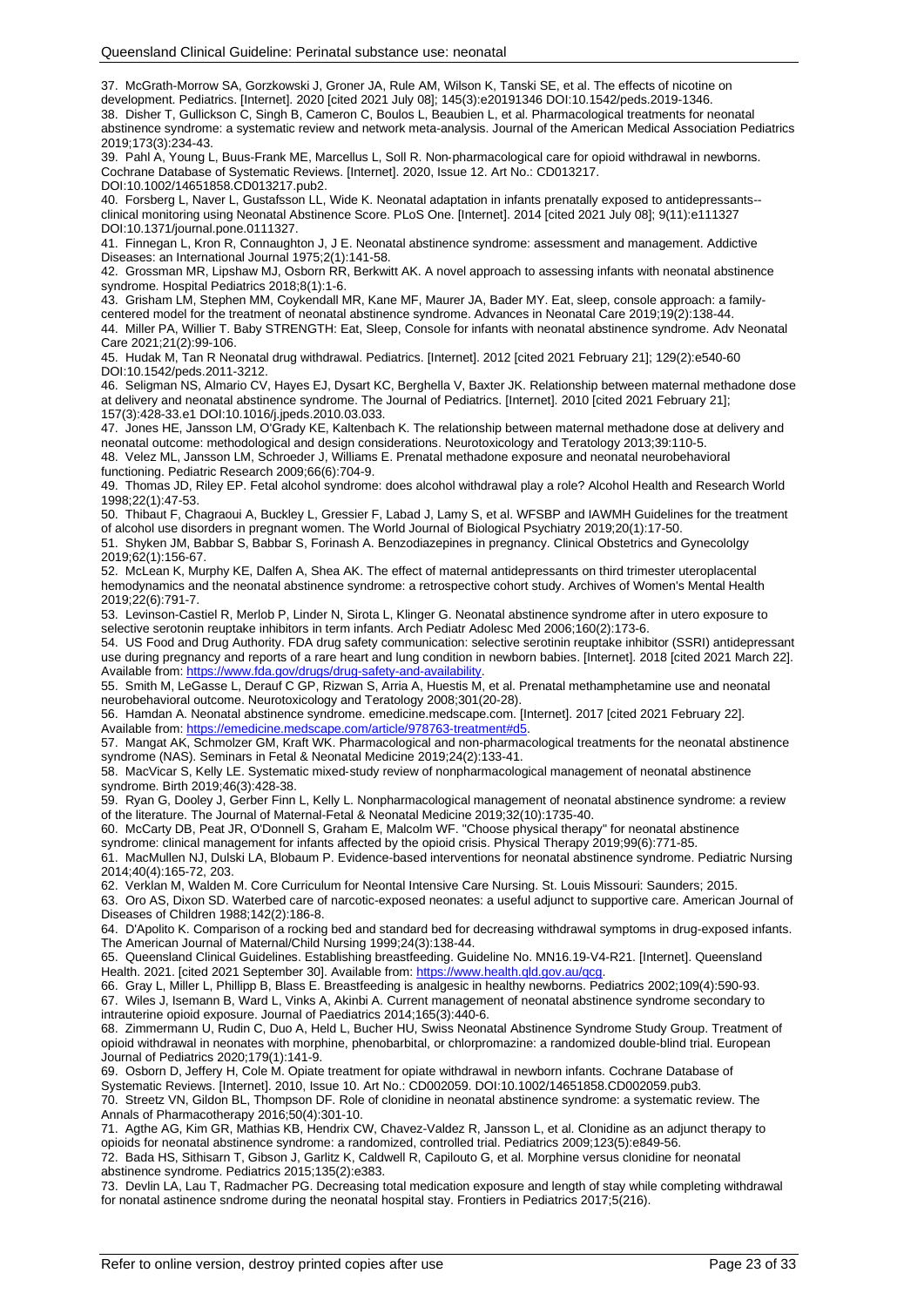37. McGrath-Morrow SA, Gorzkowski J, Groner JA, Rule AM, Wilson K, Tanski SE, et al. The effects of nicotine on development. Pediatrics. [Internet]. 2020 [cited 2021 July 08]; 145(3):e20191346 DOI:10.1542/peds.2019-1346.

38. Disher T, Gullickson C, Singh B, Cameron C, Boulos L, Beaubien L, et al. Pharmacological treatments for neonatal abstinence syndrome: a systematic review and network meta-analysis. Journal of the American Medical Association Pediatrics 2019;173(3):234-43.

39. Pahl A, Young L, Buus-Frank ME, Marcellus L, Soll R. Non-pharmacological care for opioid withdrawal in newborns. Cochrane Database of Systematic Reviews. [Internet]. 2020, Issue 12. Art No.: CD013217. DOI:10.1002/14651858.CD013217.pub2.

40. Forsberg L, Naver L, Gustafsson LL, Wide K. Neonatal adaptation in infants prenatally exposed to antidepressants--clinical monitoring using Neonatal Abstinence Score. PLoS One. [Internet]. 2014 [cited 2021 July 08]; 9(11):e111327 DOI:10.1371/journal.pone.0111327.

41. Finnegan L, Kron R, Connaughton J, J E. Neonatal abstinence syndrome: assessment and management. Addictive Diseases: an International Journal 1975;2(1):141-58.

42. Grossman MR, Lipshaw MJ, Osborn RR, Berkwitt AK. A novel approach to assessing infants with neonatal abstinence syndrome. Hospital Pediatrics 2018;8(1):1-6.

43. Grisham LM, Stephen MM, Coykendall MR, Kane MF, Maurer JA, Bader MY. Eat, sleep, console approach: a family-centered model for the treatment of neonatal abstinence syndrome. Advances in Neonatal Care 2019;19(2):138-44.

44. Miller PA, Willier T. Baby STRENGTH: Eat, Sleep, Console for infants with neonatal abstinence syndrome. Adv Neonatal Care 2021;21(2):99-106.

45. Hudak M, Tan R Neonatal drug withdrawal. Pediatrics. [Internet]. 2012 [cited 2021 February 21]; 129(2):e540-60 DOI:10.1542/peds.2011-3212.

46. Seligman NS, Almario CV, Hayes EJ, Dysart KC, Berghella V, Baxter JK. Relationship between maternal methadone dose at delivery and neonatal abstinence syndrome. The Journal of Pediatrics. [Internet]. 2010 [cited 2021 February 21]; 157(3):428-33.e1 DOI:10.1016/j.jpeds.2010.03.033.

47. Jones HE, Jansson LM, O'Grady KE, Kaltenbach K. The relationship between maternal methadone dose at delivery and neonatal outcome: methodological and design considerations. Neurotoxicology and Teratology 2013;39:110-5.

48. Velez ML, Jansson LM, Schroeder J, Williams E. Prenatal methadone exposure and neonatal neurobehavioral functioning. Pediatric Research 2009;66(6):704-9.

49. Thomas JD, Riley EP. Fetal alcohol syndrome: does alcohol withdrawal play a role? Alcohol Health and Research World 1998;22(1):47-53.

50. Thibaut F, Chagraoui A, Buckley L, Gressier F, Labad J, Lamy S, et al. WFSBP and IAWMH Guidelines for the treatment of alcohol use disorders in pregnant women. The World Journal of Biological Psychiatry 2019;20(1):17-50.

51. Shyken JM, Babbar S, Babbar S, Forinash A. Benzodiazepines in pregnancy. Clinical Obstetrics and Gynecololgy 2019;62(1):156-67.

52. McLean K, Murphy KE, Dalfen A, Shea AK. The effect of maternal antidepressants on third trimester uteroplacental hemodynamics and the neonatal abstinence syndrome: a retrospective cohort study. Archives of Women's Mental Health 2019;22(6):791-7.

53. Levinson-Castiel R, Merlob P, Linder N, Sirota L, Klinger G. Neonatal abstinence syndrome after in utero exposure to selective serotonin reuptake inhibitors in term infants. Arch Pediatr Adolesc Med 2006;160(2):173-6.

54. US Food and Drug Authority. FDA drug safety communication: selective serotinin reuptake inhibitor (SSRI) antidepressant use during pregnancy and reports of a rare heart and lung condition in newborn babies. [Internet]. 2018 [cited 2021 March 22]. Available from: https://www.fda.gov/drugs/drug-safety-and-availability.

55. Smith M, LeGasse L, Derauf C GP, Rizwan S, Arria A, Huestis M, et al. Prenatal methamphetamine use and neonatal neurobehavioral outcome. Neurotoxicology and Teratology 2008;301(20-28).

56. Hamdan A. Neonatal abstinence syndrome. emedicine.medscape.com. [Internet]. 2017 [cited 2021 February 22]. Available from: https://emedicine.medscape.com/article/978763-treatment#d5.

57. Mangat AK, Schmolzer GM, Kraft WK. Pharmacological and non-pharmacological treatments for the neonatal abstinence syndrome (NAS). Seminars in Fetal & Neonatal Medicine 2019;24(2):133-41.

58. MacVicar S, Kelly LE. Systematic mixed-study review of nonpharmacological management of neonatal abstinence syndrome. Birth 2019;46(3):428-38.

59. Ryan G, Dooley J, Gerber Finn L, Kelly L. Nonpharmacological management of neonatal abstinence syndrome: a review of the literature. The Journal of Maternal-Fetal & Neonatal Medicine 2019;32(10):1735-40.

60. McCarty DB, Peat JR, O'Donnell S, Graham E, Malcolm WF. "Choose physical therapy" for neonatal abstinence syndrome: clinical management for infants affected by the opioid crisis. Physical Therapy 2019;99(6):771-85.

61. MacMullen NJ, Dulski LA, Blobaum P. Evidence-based interventions for neonatal abstinence syndrome. Pediatric Nursing 2014;40(4):165-72, 203.

62. Verklan M, Walden M. Core Curriculum for Neontal Intensive Care Nursing. St. Louis Missouri: Saunders; 2015.

63. Oro AS, Dixon SD. Waterbed care of narcotic-exposed neonates: a useful adjunct to supportive care. American Journal of Diseases of Children 1988;142(2):186-8.

64. D'Apolito K. Comparison of a rocking bed and standard bed for decreasing withdrawal symptoms in drug-exposed infants. The American Journal of Maternal/Child Nursing 1999;24(3):138-44.

65. Queensland Clinical Guidelines. Establishing breastfeeding. Guideline No. MN16.19-V4-R21. [Internet]. Queensland Health. 2021. [cited 2021 September 30]. Available from: https://www.health.qld.gov.au/qcg.

66. Gray L, Miller L, Phillipp B, Blass E. Breastfeeding is analgesic in healthy newborns. Pediatrics 2002;109(4):590-93.

67. Wiles J, Isemann B, Ward L, Vinks A, Akinbi H. Current management of neonatal abstinence syndrome secondary to intrauterine opioid exposure. Journal of Paediatrics 2014;165(3):440-6.

68. Zimmermann U, Rudin C, Duo A, Held L, Bucher HU, Swiss Neonatal Abstinence Syndrome Study Group. Treatment of opioid withdrawal in neonates with morphine, phenobarbital, or chlorpromazine: a randomized double-blind trial. European Journal of Pediatrics 2020;179(1):141-9.

69. Osborn D, Jeffery H, Cole M. Opiate treatment for opiate withdrawal in newborn infants. Cochrane Database of Systematic Reviews. [Internet]. 2010, Issue 10. Art No.: CD002059. DOI:10.1002/14651858.CD002059.pub3.

70. Streetz VN, Gildon BL, Thompson DF. Role of clonidine in neonatal abstinence syndrome: a systematic review. The Annals of Pharmacotherapy 2016;50(4):301-10.

71. Agthe AG, Kim GR, Mathias KB, Hendrix CW, Chavez-Valdez R, Jansson L, et al. Clonidine as an adjunct therapy to opioids for neonatal abstinence syndrome: a randomized, controlled trial. Pediatrics 2009;123(5):e849-56.

72. Bada HS, Sithisarn T, Gibson J, Garlitz K, Caldwell R, Capilouto G, et al. Morphine versus clonidine for neonatal abstinence syndrome. Pediatrics 2015;135(2):e383.

73. Devlin LA, Lau T, Radmacher PG. Decreasing total medication exposure and length of stay while completing withdrawal for nonatal astinence sndrome during the neonatal hospital stay. Frontiers in Pediatrics 2017;5(216).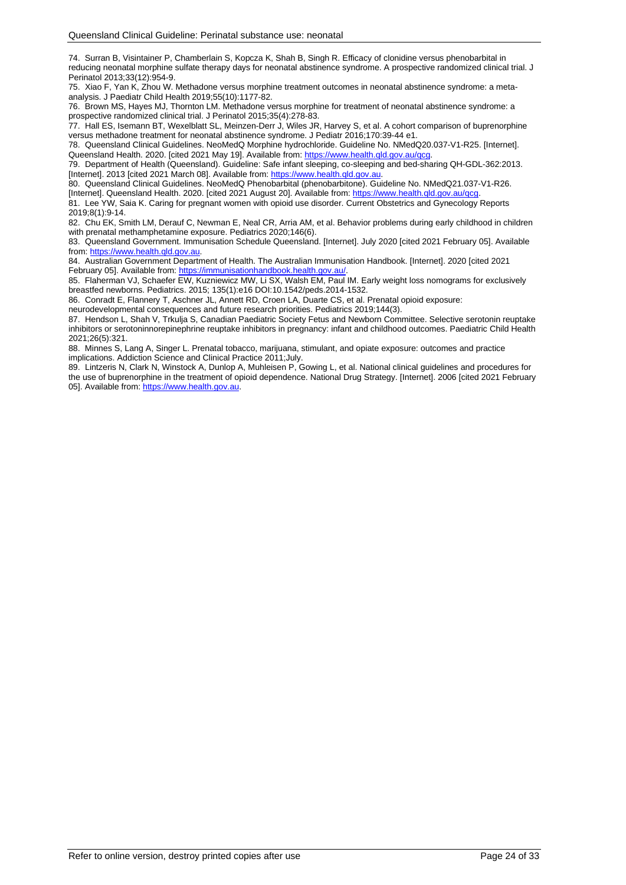74. Surran B, Visintainer P, Chamberlain S, Kopcza K, Shah B, Singh R. Efficacy of clonidine versus phenobarbital in reducing neonatal morphine sulfate therapy days for neonatal abstinence syndrome. A prospective randomized clinical trial. J Perinatol 2013;33(12):954-9.

75. Xiao F, Yan K, Zhou W. Methadone versus morphine treatment outcomes in neonatal abstinence syndrome: a meta-analysis. J Paediatr Child Health 2019;55(10):1177-82.

76. Brown MS, Hayes MJ, Thornton LM. Methadone versus morphine for treatment of neonatal abstinence syndrome: a prospective randomized clinical trial. J Perinatol 2015;35(4):278-83.

77. Hall ES, Isemann BT, Wexelblatt SL, Meinzen-Derr J, Wiles JR, Harvey S, et al. A cohort comparison of buprenorphine versus methadone treatment for neonatal abstinence syndrome. J Pediatr 2016;170:39-44 e1.

78. Queensland Clinical Guidelines. NeoMedQ Morphine hydrochloride. Guideline No. NMedQ20.037-V1-R25. [Internet]. Queensland Health. 2020. [cited 2021 May 19]. Available from: https://www.health.qld.gov.au/qcg.

79. Department of Health (Queensland). Guideline: Safe infant sleeping, co-sleeping and bed-sharing QH-GDL-362:2013. [Internet]. 2013 [cited 2021 March 08]. Available from: https://www.health.qld.gov.au.

80. Queensland Clinical Guidelines. NeoMedQ Phenobarbital (phenobarbitone). Guideline No. NMedQ21.037-V1-R26. [Internet]. Queensland Health. 2020. [cited 2021 August 20]. Available from: https://www.health.qld.gov.au/qcg.

81. Lee YW, Saia K. Caring for pregnant women with opioid use disorder. Current Obstetrics and Gynecology Reports 2019;8(1):9-14.

82. Chu EK, Smith LM, Derauf C, Newman E, Neal CR, Arria AM, et al. Behavior problems during early childhood in children with prenatal methamphetamine exposure. Pediatrics 2020;146(6).

83. Queensland Government. Immunisation Schedule Queensland. [Internet]. July 2020 [cited 2021 February 05]. Available from: https://www.health.qld.gov.au.

84. Australian Government Department of Health. The Australian Immunisation Handbook. [Internet]. 2020 [cited 2021 February 05]. Available from: https://immunisationhandbook.health.gov.au/.

85. Flaherman VJ, Schaefer EW, Kuzniewicz MW, Li SX, Walsh EM, Paul IM. Early weight loss nomograms for exclusively breastfed newborns. Pediatrics. 2015; 135(1):e16 DOI:10.1542/peds.2014-1532.

86. Conradt E, Flannery T, Aschner JL, Annett RD, Croen LA, Duarte CS, et al. Prenatal opioid exposure: neurodevelopmental consequences and future research priorities. Pediatrics 2019;144(3).

87. Hendson L, Shah V, Trkulja S, Canadian Paediatric Society Fetus and Newborn Committee. Selective serotonin reuptake inhibitors or serotoninnorepinephrine reuptake inhibitors in pregnancy: infant and childhood outcomes. Paediatric Child Health 2021;26(5):321.

88. Minnes S, Lang A, Singer L. Prenatal tobacco, marijuana, stimulant, and opiate exposure: outcomes and practice implications. Addiction Science and Clinical Practice 2011;July.

89. Lintzeris N, Clark N, Winstock A, Dunlop A, Muhleisen P, Gowing L, et al. National clinical guidelines and procedures for the use of buprenorphine in the treatment of opioid dependence. National Drug Strategy. [Internet]. 2006 [cited 2021 February 05]. Available from: https://www.health.gov.au.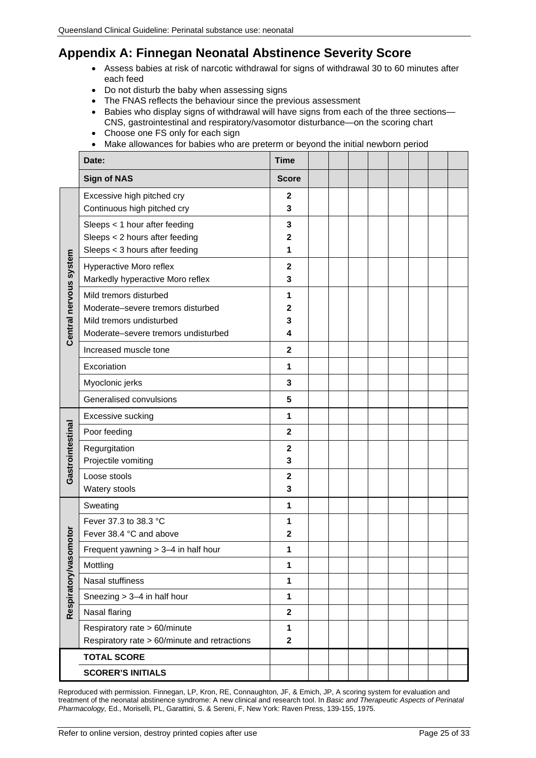## Appendix A: Finnegan Neonatal Abstinence Severity Score

- Assess babies at risk of narcotic withdrawal for signs of withdrawal 30 to 60 minutes after each feed
- Do not disturb the baby when assessing signs
- The FNAS reflects the behaviour since the previous assessment
- Babies who display signs of withdrawal will have signs from each of the three sections—CNS, gastrointestinal and respiratory/vasomotor disturbance—on the scoring chart
- Choose one FS only for each sign
- Make allowances for babies who are preterm or beyond the initial newborn period

| | Date: | Time | | | | | | | | |
|---|---|---|---|---|---|---|---|---|---|---|
| | **Sign of NAS** | **Score** | | | | | | | | |
| Central nervous system | Excessive high pitched cry<br>Continuous high pitched cry | 2<br>3 | | | | | | | | |
| | Sleeps < 1 hour after feeding<br>Sleeps < 2 hours after feeding<br>Sleeps < 3 hours after feeding | 3<br>2<br>1 | | | | | | | | |
| | Hyperactive Moro reflex<br>Markedly hyperactive Moro reflex | 2<br>3 | | | | | | | | |
| | Mild tremors disturbed<br>Moderate–severe tremors disturbed<br>Mild tremors undisturbed<br>Moderate–severe tremors undisturbed | 1<br>2<br>3<br>4 | | | | | | | | |
| | Increased muscle tone | 2 | | | | | | | | |
| | Excoriation | 1 | | | | | | | | |
| | Myoclonic jerks | 3 | | | | | | | | |
| | Generalised convulsions | 5 | | | | | | | | |
| Gastrointestinal | Excessive sucking | 1 | | | | | | | | |
| | Poor feeding | 2 | | | | | | | | |
| | Regurgitation<br>Projectile vomiting | 2<br>3 | | | | | | | | |
| | Loose stools<br>Watery stools | 2<br>3 | | | | | | | | |
| Respiratory/vasomotor | Sweating | 1 | | | | | | | | |
| | Fever 37.3 to 38.3 °C<br>Fever 38.4 °C and above | 1<br>2 | | | | | | | | |
| | Frequent yawning > 3–4 in half hour | 1 | | | | | | | | |
| | Mottling | 1 | | | | | | | | |
| | Nasal stuffiness | 1 | | | | | | | | |
| | Sneezing > 3–4 in half hour | 1 | | | | | | | | |
| | Nasal flaring | 2 | | | | | | | | |
| | Respiratory rate > 60/minute<br>Respiratory rate > 60/minute and retractions | 1<br>2 | | | | | | | | |
| | **TOTAL SCORE** | | | | | | | | | |
| | **SCORER'S INITIALS** | | | | | | | | | |

Reproduced with permission. Finnegan, LP, Kron, RE, Connaughton, JF, & Emich, JP, A scoring system for evaluation and treatment of the neonatal abstinence syndrome: A new clinical and research tool. In *Basic and Therapeutic Aspects of Perinatal Pharmacology,* Ed., Moriselli, PL, Garattini, S. & Sereni, F, New York: Raven Press, 139-155, 1975.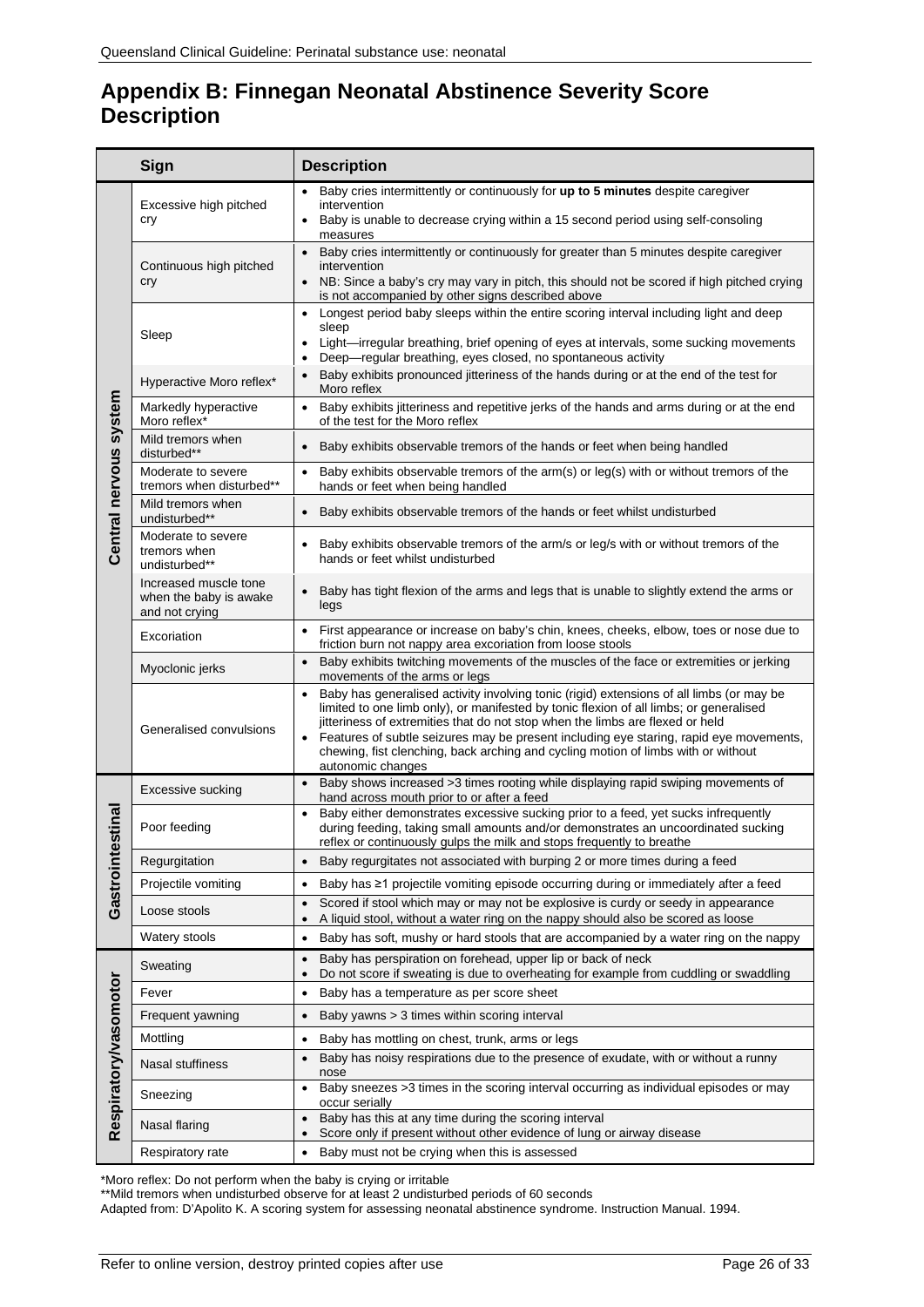## Appendix B: Finnegan Neonatal Abstinence Severity Score Description

| | Sign | Description |
|---|---|---|
| Central nervous system | Excessive high pitched cry | • Baby cries intermittently or continuously for **up to 5 minutes** despite caregiver intervention<br>• Baby is unable to decrease crying within a 15 second period using self-consoling measures |
| | Continuous high pitched cry | • Baby cries intermittently or continuously for greater than 5 minutes despite caregiver intervention<br>• NB: Since a baby's cry may vary in pitch, this should not be scored if high pitched crying is not accompanied by other signs described above |
| | Sleep | • Longest period baby sleeps within the entire scoring interval including light and deep sleep<br>• Light—irregular breathing, brief opening of eyes at intervals, some sucking movements<br>• Deep—regular breathing, eyes closed, no spontaneous activity |
| | Hyperactive Moro reflex* | • Baby exhibits pronounced jitteriness of the hands during or at the end of the test for Moro reflex |
| | Markedly hyperactive Moro reflex* | • Baby exhibits jitteriness and repetitive jerks of the hands and arms during or at the end of the test for the Moro reflex |
| | Mild tremors when disturbed** | • Baby exhibits observable tremors of the hands or feet when being handled |
| | Moderate to severe tremors when disturbed** | • Baby exhibits observable tremors of the arm(s) or leg(s) with or without tremors of the hands or feet when being handled |
| | Mild tremors when undisturbed** | • Baby exhibits observable tremors of the hands or feet whilst undisturbed |
| | Moderate to severe tremors when undisturbed** | • Baby exhibits observable tremors of the arm/s or leg/s with or without tremors of the hands or feet whilst undisturbed |
| | Increased muscle tone when the baby is awake and not crying | • Baby has tight flexion of the arms and legs that is unable to slightly extend the arms or legs |
| | Excoriation | • First appearance or increase on baby's chin, knees, cheeks, elbow, toes or nose due to friction burn not nappy area excoriation from loose stools |
| | Myoclonic jerks | • Baby exhibits twitching movements of the muscles of the face or extremities or jerking movements of the arms or legs |
| | Generalised convulsions | • Baby has generalised activity involving tonic (rigid) extensions of all limbs (or may be limited to one limb only), or manifested by tonic flexion of all limbs; or generalised jitteriness of extremities that do not stop when the limbs are flexed or held<br>• Features of subtle seizures may be present including eye staring, rapid eye movements, chewing, fist clenching, back arching and cycling motion of limbs with or without autonomic changes |
| Gastrointestinal | Excessive sucking | • Baby shows increased >3 times rooting while displaying rapid swiping movements of hand across mouth prior to or after a feed |
| | Poor feeding | • Baby either demonstrates excessive sucking prior to a feed, yet sucks infrequently during feeding, taking small amounts and/or demonstrates an uncoordinated sucking reflex or continuously gulps the milk and stops frequently to breathe |
| | Regurgitation | • Baby regurgitates not associated with burping 2 or more times during a feed |
| | Projectile vomiting | • Baby has ≥1 projectile vomiting episode occurring during or immediately after a feed |
| | Loose stools | • Scored if stool which may or may not be explosive is curdy or seedy in appearance<br>• A liquid stool, without a water ring on the nappy should also be scored as loose |
| | Watery stools | • Baby has soft, mushy or hard stools that are accompanied by a water ring on the nappy |
| Respiratory/vasomotor | Sweating | • Baby has perspiration on forehead, upper lip or back of neck<br>• Do not score if sweating is due to overheating for example from cuddling or swaddling |
| | Fever | • Baby has a temperature as per score sheet |
| | Frequent yawning | • Baby yawns > 3 times within scoring interval |
| | Mottling | • Baby has mottling on chest, trunk, arms or legs |
| | Nasal stuffiness | • Baby has noisy respirations due to the presence of exudate, with or without a runny nose |
| | Sneezing | • Baby sneezes >3 times in the scoring interval occurring as individual episodes or may occur serially |
| | Nasal flaring | • Baby has this at any time during the scoring interval<br>• Score only if present without other evidence of lung or airway disease |
| | Respiratory rate | • Baby must not be crying when this is assessed |

*Moro reflex: Do not perform when the baby is crying or irritable

**Mild tremors when undisturbed observe for at least 2 undisturbed periods of 60 seconds

Adapted from: D'Apolito K. A scoring system for assessing neonatal abstinence syndrome. Instruction Manual. 1994.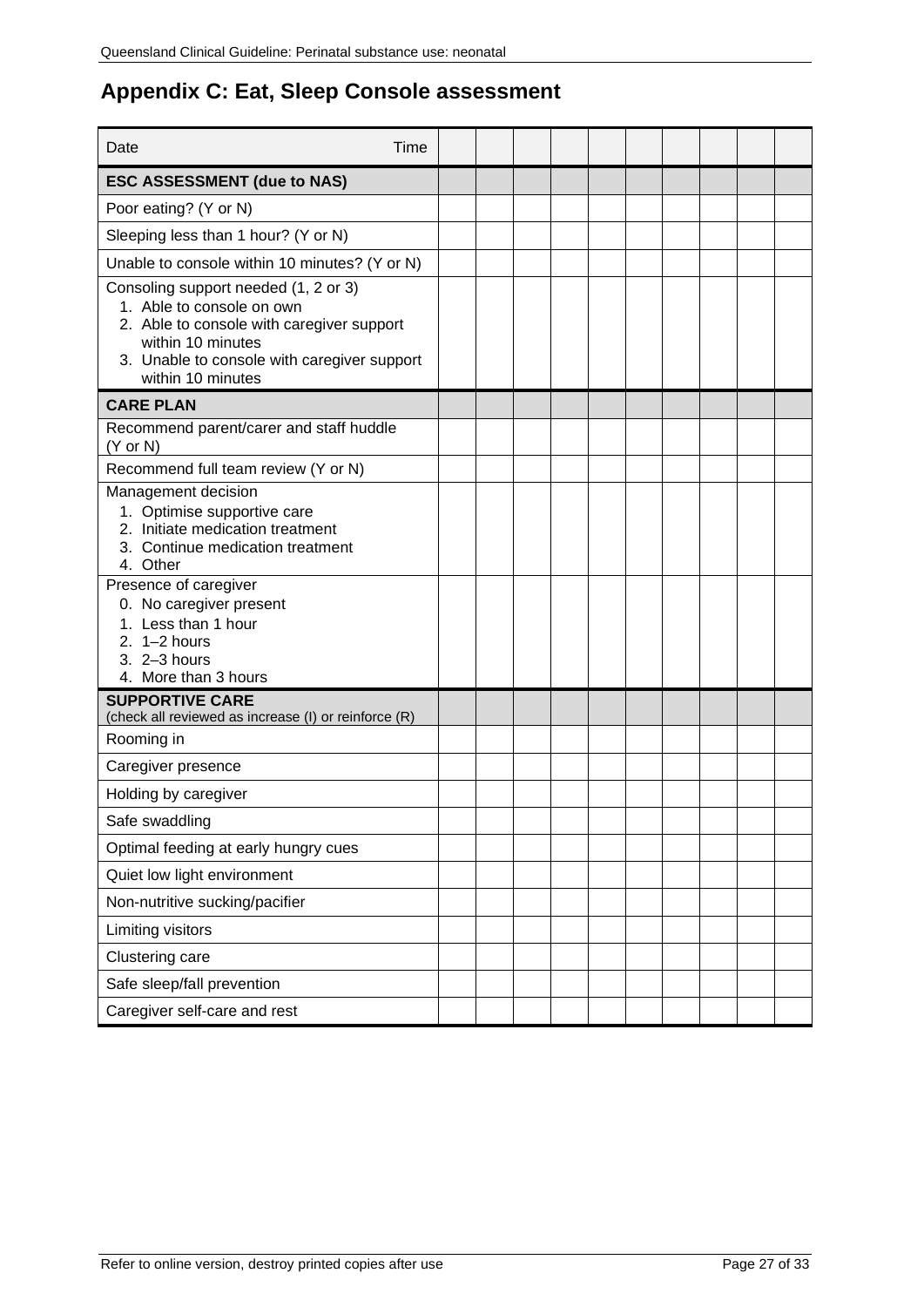# Appendix C: Eat, Sleep Console assessment

| Date Time | | | | | | | | | | |
|---|---|---|---|---|---|---|---|---|---|---|
| **ESC ASSESSMENT (due to NAS)** | | | | | | | | | | |
| Poor eating? (Y or N) | | | | | | | | | | |
| Sleeping less than 1 hour? (Y or N) | | | | | | | | | | |
| Unable to console within 10 minutes? (Y or N) | | | | | | | | | | |
| Consoling support needed (1, 2 or 3)<br>1. Able to console on own<br>2. Able to console with caregiver support within 10 minutes<br>3. Unable to console with caregiver support within 10 minutes | | | | | | | | | | |
| **CARE PLAN** | | | | | | | | | | |
| Recommend parent/carer and staff huddle (Y or N) | | | | | | | | | | |
| Recommend full team review (Y or N) | | | | | | | | | | |
| Management decision<br>1. Optimise supportive care<br>2. Initiate medication treatment<br>3. Continue medication treatment<br>4. Other | | | | | | | | | | |
| Presence of caregiver<br>0. No caregiver present<br>1. Less than 1 hour<br>2. 1–2 hours<br>3. 2–3 hours<br>4. More than 3 hours | | | | | | | | | | |
| **SUPPORTIVE CARE**<br>(check all reviewed as increase (I) or reinforce (R) | | | | | | | | | | |
| Rooming in | | | | | | | | | | |
| Caregiver presence | | | | | | | | | | |
| Holding by caregiver | | | | | | | | | | |
| Safe swaddling | | | | | | | | | | |
| Optimal feeding at early hungry cues | | | | | | | | | | |
| Quiet low light environment | | | | | | | | | | |
| Non-nutritive sucking/pacifier | | | | | | | | | | |
| Limiting visitors | | | | | | | | | | |
| Clustering care | | | | | | | | | | |
| Safe sleep/fall prevention | | | | | | | | | | |
| Caregiver self-care and rest | | | | | | | | | | |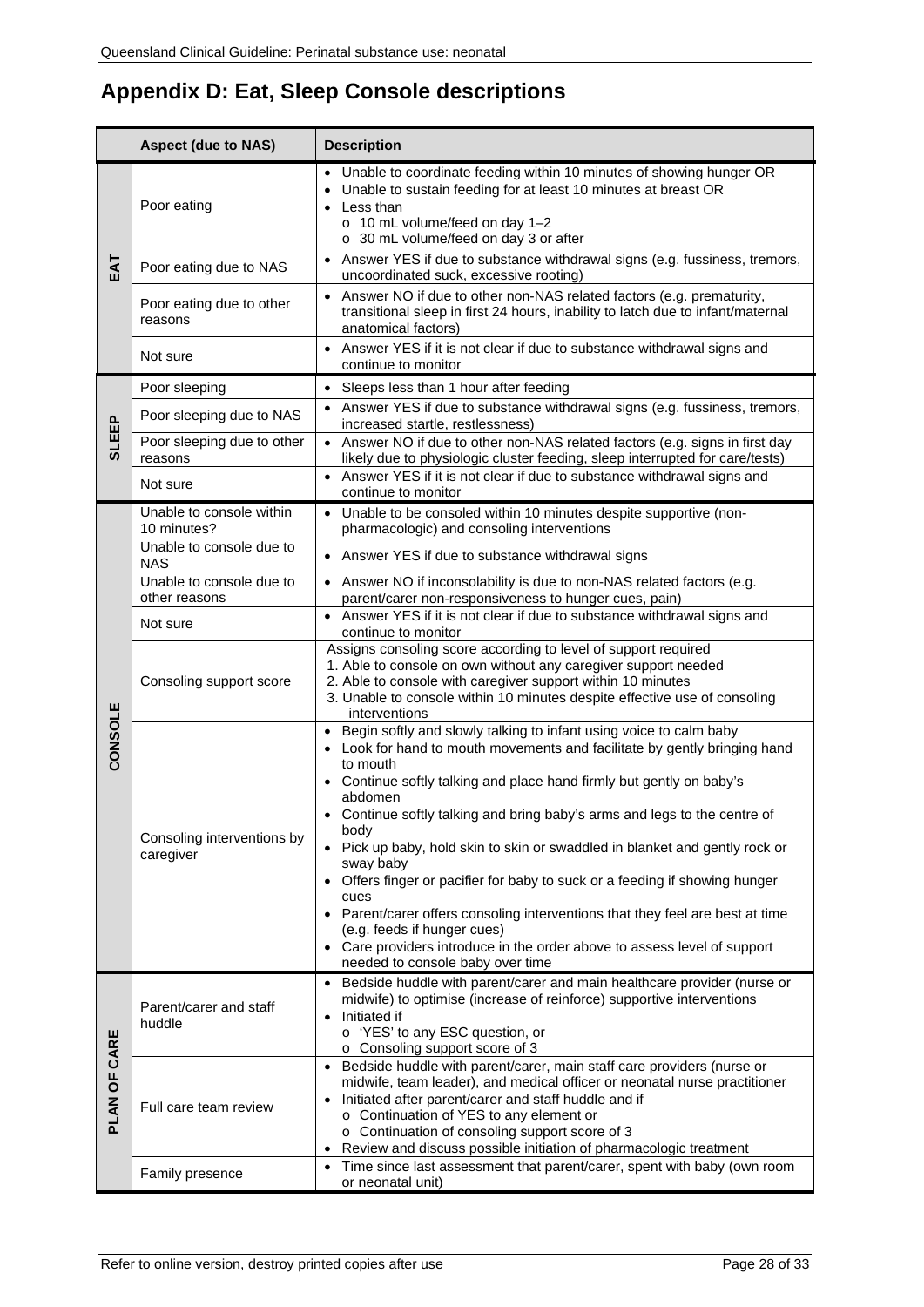# Appendix D: Eat, Sleep Console descriptions

| | Aspect (due to NAS) | Description |
|---|---|---|
| **EAT** | Poor eating | • Unable to coordinate feeding within 10 minutes of showing hunger OR<br>• Unable to sustain feeding for at least 10 minutes at breast OR<br>• Less than<br>  o 10 mL volume/feed on day 1–2<br>  o 30 mL volume/feed on day 3 or after |
| | Poor eating due to NAS | • Answer YES if due to substance withdrawal signs (e.g. fussiness, tremors, uncoordinated suck, excessive rooting) |
| | Poor eating due to other reasons | • Answer NO if due to other non-NAS related factors (e.g. prematurity, transitional sleep in first 24 hours, inability to latch due to infant/maternal anatomical factors) |
| | Not sure | • Answer YES if it is not clear if due to substance withdrawal signs and continue to monitor |
| **SLEEP** | Poor sleeping | • Sleeps less than 1 hour after feeding |
| | Poor sleeping due to NAS | • Answer YES if due to substance withdrawal signs (e.g. fussiness, tremors, increased startle, restlessness) |
| | Poor sleeping due to other reasons | • Answer NO if due to other non-NAS related factors (e.g. signs in first day likely due to physiologic cluster feeding, sleep interrupted for care/tests) |
| | Not sure | • Answer YES if it is not clear if due to substance withdrawal signs and continue to monitor |
| **CONSOLE** | Unable to console within 10 minutes? | • Unable to be consoled within 10 minutes despite supportive (non-pharmacologic) and consoling interventions |
| | Unable to console due to NAS | • Answer YES if due to substance withdrawal signs |
| | Unable to console due to other reasons | • Answer NO if inconsolability is due to non-NAS related factors (e.g. parent/carer non-responsiveness to hunger cues, pain) |
| | Not sure | • Answer YES if it is not clear if due to substance withdrawal signs and continue to monitor |
| | Consoling support score | Assigns consoling score according to level of support required<br>1. Able to console on own without any caregiver support needed<br>2. Able to console with caregiver support within 10 minutes<br>3. Unable to console within 10 minutes despite effective use of consoling interventions |
| | Consoling interventions by caregiver | • Begin softly and slowly talking to infant using voice to calm baby<br>• Look for hand to mouth movements and facilitate by gently bringing hand to mouth<br>• Continue softly talking and place hand firmly but gently on baby's abdomen<br>• Continue softly talking and bring baby's arms and legs to the centre of body<br>• Pick up baby, hold skin to skin or swaddled in blanket and gently rock or sway baby<br>• Offers finger or pacifier for baby to suck or a feeding if showing hunger cues<br>• Parent/carer offers consoling interventions that they feel are best at time (e.g. feeds if hunger cues)<br>• Care providers introduce in the order above to assess level of support needed to console baby over time |
| **PLAN OF CARE** | Parent/carer and staff huddle | • Bedside huddle with parent/carer and main healthcare provider (nurse or midwife) to optimise (increase of reinforce) supportive interventions<br>• Initiated if<br>  o 'YES' to any ESC question, or<br>  o Consoling support score of 3 |
| | Full care team review | • Bedside huddle with parent/carer, main staff care providers (nurse or midwife, team leader), and medical officer or neonatal nurse practitioner<br>• Initiated after parent/carer and staff huddle and if<br>  o Continuation of YES to any element or<br>  o Continuation of consoling support score of 3<br>• Review and discuss possible initiation of pharmacologic treatment |
| | Family presence | • Time since last assessment that parent/carer, spent with baby (own room or neonatal unit) |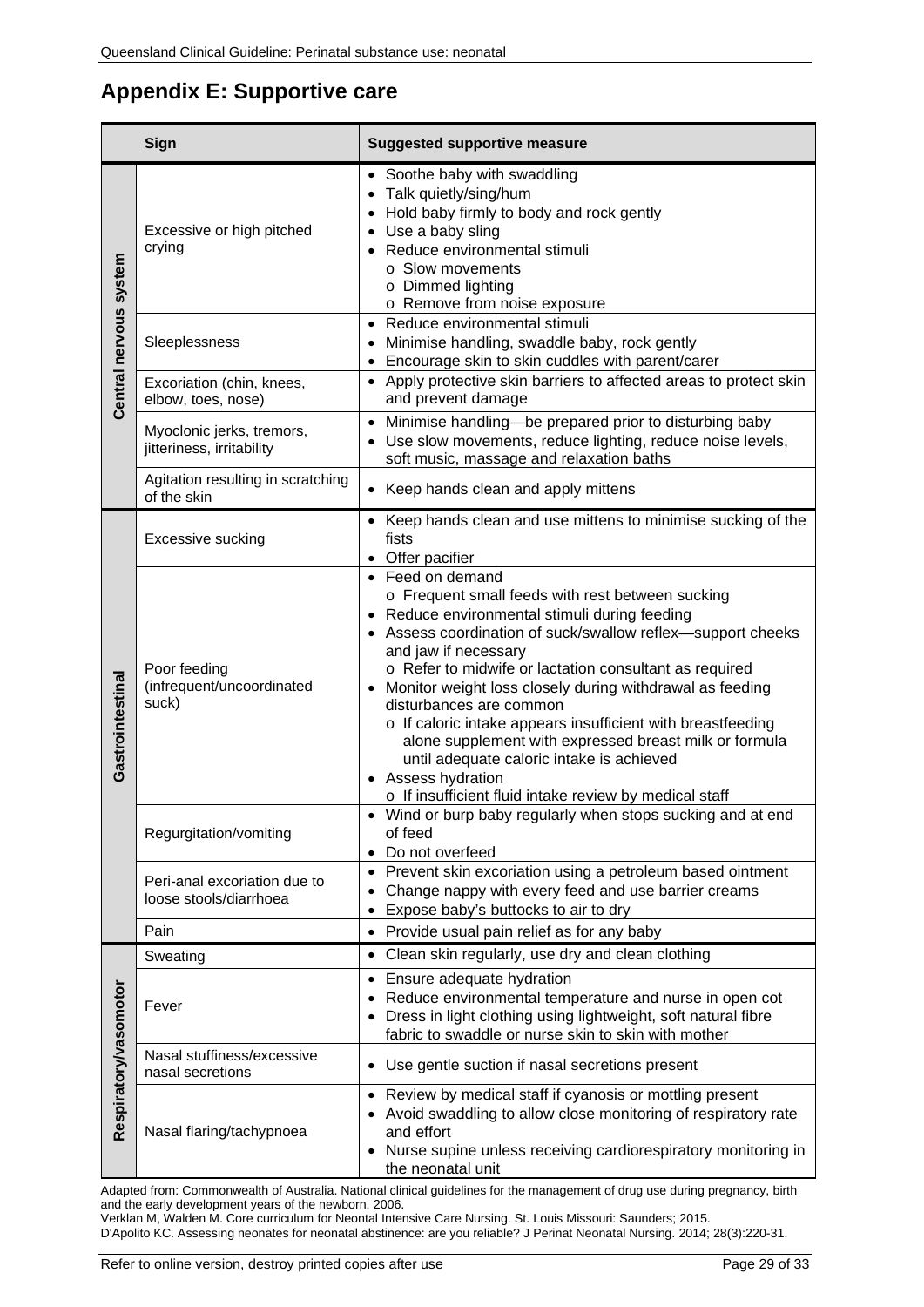# Appendix E: Supportive care

| | Sign | Suggested supportive measure |
|---|---|---|
| Central nervous system | Excessive or high pitched crying | • Soothe baby with swaddling<br>• Talk quietly/sing/hum<br>• Hold baby firmly to body and rock gently<br>• Use a baby sling<br>• Reduce environmental stimuli<br>  o Slow movements<br>  o Dimmed lighting<br>  o Remove from noise exposure |
| | Sleeplessness | • Reduce environmental stimuli<br>• Minimise handling, swaddle baby, rock gently<br>• Encourage skin to skin cuddles with parent/carer |
| | Excoriation (chin, knees, elbow, toes, nose) | • Apply protective skin barriers to affected areas to protect skin and prevent damage |
| | Myoclonic jerks, tremors, jitteriness, irritability | • Minimise handling—be prepared prior to disturbing baby<br>• Use slow movements, reduce lighting, reduce noise levels, soft music, massage and relaxation baths |
| | Agitation resulting in scratching of the skin | • Keep hands clean and apply mittens |
| Gastrointestinal | Excessive sucking | • Keep hands clean and use mittens to minimise sucking of the fists<br>• Offer pacifier |
| | Poor feeding (infrequent/uncoordinated suck) | • Feed on demand<br>  o Frequent small feeds with rest between sucking<br>• Reduce environmental stimuli during feeding<br>• Assess coordination of suck/swallow reflex—support cheeks and jaw if necessary<br>  o Refer to midwife or lactation consultant as required<br>• Monitor weight loss closely during withdrawal as feeding disturbances are common<br>  o If caloric intake appears insufficient with breastfeeding alone supplement with expressed breast milk or formula until adequate caloric intake is achieved<br>• Assess hydration<br>  o If insufficient fluid intake review by medical staff |
| | Regurgitation/vomiting | • Wind or burp baby regularly when stops sucking and at end of feed<br>• Do not overfeed |
| | Peri-anal excoriation due to loose stools/diarrhoea | • Prevent skin excoriation using a petroleum based ointment<br>• Change nappy with every feed and use barrier creams<br>• Expose baby's buttocks to air to dry |
| | Pain | • Provide usual pain relief as for any baby |
| Respiratory/vasomotor | Sweating | • Clean skin regularly, use dry and clean clothing |
| | Fever | • Ensure adequate hydration<br>• Reduce environmental temperature and nurse in open cot<br>• Dress in light clothing using lightweight, soft natural fibre fabric to swaddle or nurse skin to skin with mother |
| | Nasal stuffiness/excessive nasal secretions | • Use gentle suction if nasal secretions present |
| | Nasal flaring/tachypnoea | • Review by medical staff if cyanosis or mottling present<br>• Avoid swaddling to allow close monitoring of respiratory rate and effort<br>• Nurse supine unless receiving cardiorespiratory monitoring in the neonatal unit |

Adapted from: Commonwealth of Australia. National clinical guidelines for the management of drug use during pregnancy, birth and the early development years of the newborn. 2006.
Verklan M, Walden M. Core curriculum for Neontal Intensive Care Nursing. St. Louis Missouri: Saunders; 2015.
D'Apolito KC. Assessing neonates for neonatal abstinence: are you reliable? J Perinat Neonatal Nursing. 2014; 28(3):220-31.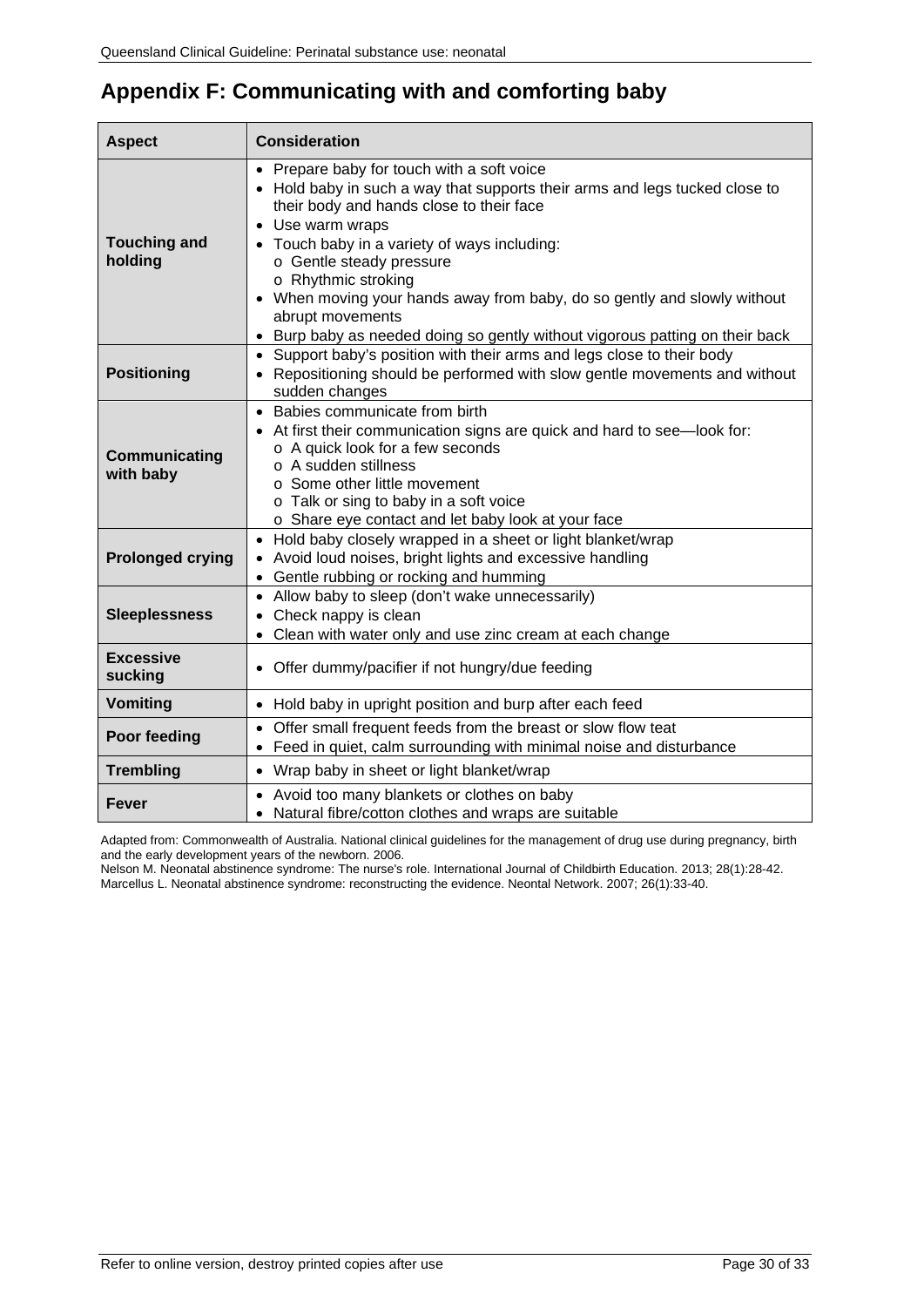# Appendix F: Communicating with and comforting baby

| Aspect | Consideration |
|---|---|
| **Touching and holding** | • Prepare baby for touch with a soft voice<br>• Hold baby in such a way that supports their arms and legs tucked close to their body and hands close to their face<br>• Use warm wraps<br>• Touch baby in a variety of ways including:<br>&nbsp;&nbsp;o Gentle steady pressure<br>&nbsp;&nbsp;o Rhythmic stroking<br>• When moving your hands away from baby, do so gently and slowly without abrupt movements<br>• Burp baby as needed doing so gently without vigorous patting on their back |
| **Positioning** | • Support baby's position with their arms and legs close to their body<br>• Repositioning should be performed with slow gentle movements and without sudden changes |
| **Communicating with baby** | • Babies communicate from birth<br>• At first their communication signs are quick and hard to see—look for:<br>&nbsp;&nbsp;o A quick look for a few seconds<br>&nbsp;&nbsp;o A sudden stillness<br>&nbsp;&nbsp;o Some other little movement<br>&nbsp;&nbsp;o Talk or sing to baby in a soft voice<br>&nbsp;&nbsp;o Share eye contact and let baby look at your face |
| **Prolonged crying** | • Hold baby closely wrapped in a sheet or light blanket/wrap<br>• Avoid loud noises, bright lights and excessive handling<br>• Gentle rubbing or rocking and humming |
| **Sleeplessness** | • Allow baby to sleep (don't wake unnecessarily)<br>• Check nappy is clean<br>• Clean with water only and use zinc cream at each change |
| **Excessive sucking** | • Offer dummy/pacifier if not hungry/due feeding |
| **Vomiting** | • Hold baby in upright position and burp after each feed |
| **Poor feeding** | • Offer small frequent feeds from the breast or slow flow teat<br>• Feed in quiet, calm surrounding with minimal noise and disturbance |
| **Trembling** | • Wrap baby in sheet or light blanket/wrap |
| **Fever** | • Avoid too many blankets or clothes on baby<br>• Natural fibre/cotton clothes and wraps are suitable |

Adapted from: Commonwealth of Australia. National clinical guidelines for the management of drug use during pregnancy, birth and the early development years of the newborn. 2006.
Nelson M. Neonatal abstinence syndrome: The nurse's role. International Journal of Childbirth Education. 2013; 28(1):28-42.
Marcellus L. Neonatal abstinence syndrome: reconstructing the evidence. Neontal Network. 2007; 26(1):33-40.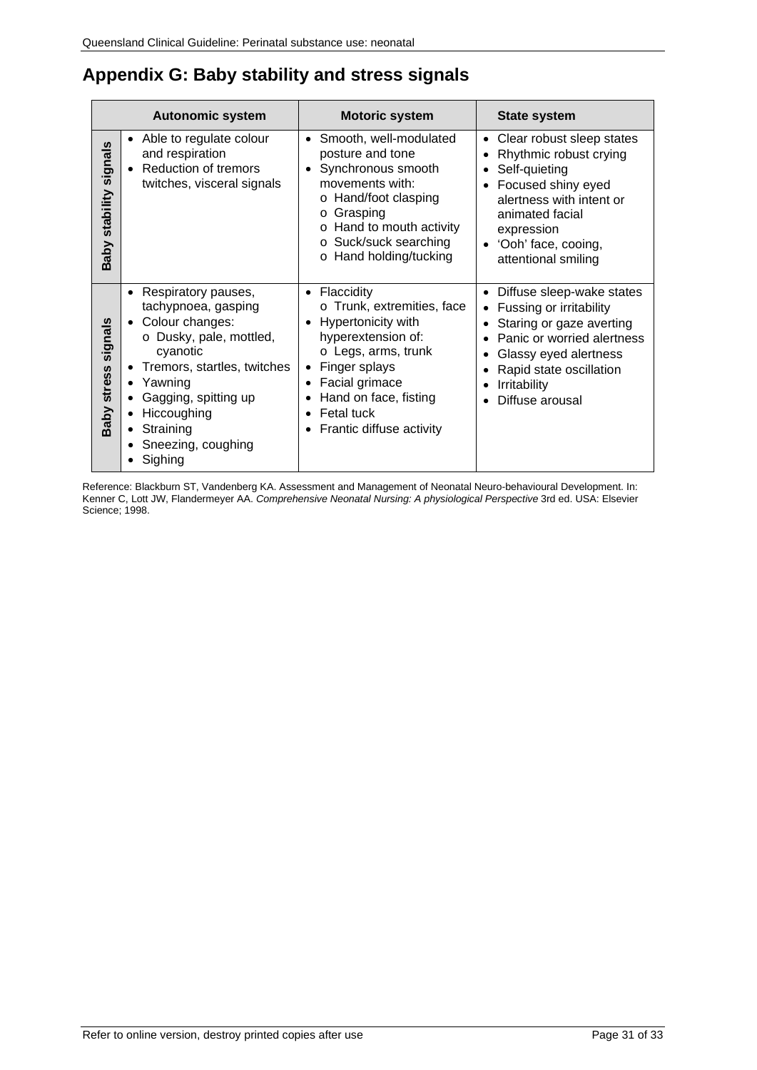## Appendix G: Baby stability and stress signals

| | Autonomic system | Motoric system | State system |
|---|---|---|---|
| **Baby stability signals** | • Able to regulate colour and respiration<br>• Reduction of tremors twitches, visceral signals | • Smooth, well-modulated posture and tone<br>• Synchronous smooth movements with:<br>o Hand/foot clasping<br>o Grasping<br>o Hand to mouth activity<br>o Suck/suck searching<br>o Hand holding/tucking | • Clear robust sleep states<br>• Rhythmic robust crying<br>• Self-quieting<br>• Focused shiny eyed alertness with intent or animated facial expression<br>• 'Ooh' face, cooing, attentional smiling |
| **Baby stress signals** | • Respiratory pauses, tachypnoea, gasping<br>• Colour changes:<br>o Dusky, pale, mottled, cyanotic<br>• Tremors, startles, twitches<br>• Yawning<br>• Gagging, spitting up<br>• Hiccoughing<br>• Straining<br>• Sneezing, coughing<br>• Sighing | • Flaccidity<br>o Trunk, extremities, face<br>• Hypertonicity with hyperextension of:<br>o Legs, arms, trunk<br>• Finger splays<br>• Facial grimace<br>• Hand on face, fisting<br>• Fetal tuck<br>• Frantic diffuse activity | • Diffuse sleep-wake states<br>• Fussing or irritability<br>• Staring or gaze averting<br>• Panic or worried alertness<br>• Glassy eyed alertness<br>• Rapid state oscillation<br>• Irritability<br>• Diffuse arousal |

Reference: Blackburn ST, Vandenberg KA. Assessment and Management of Neonatal Neuro-behavioural Development. In: Kenner C, Lott JW, Flandermeyer AA. *Comprehensive Neonatal Nursing: A physiological Perspective* 3rd ed. USA: Elsevier Science; 1998.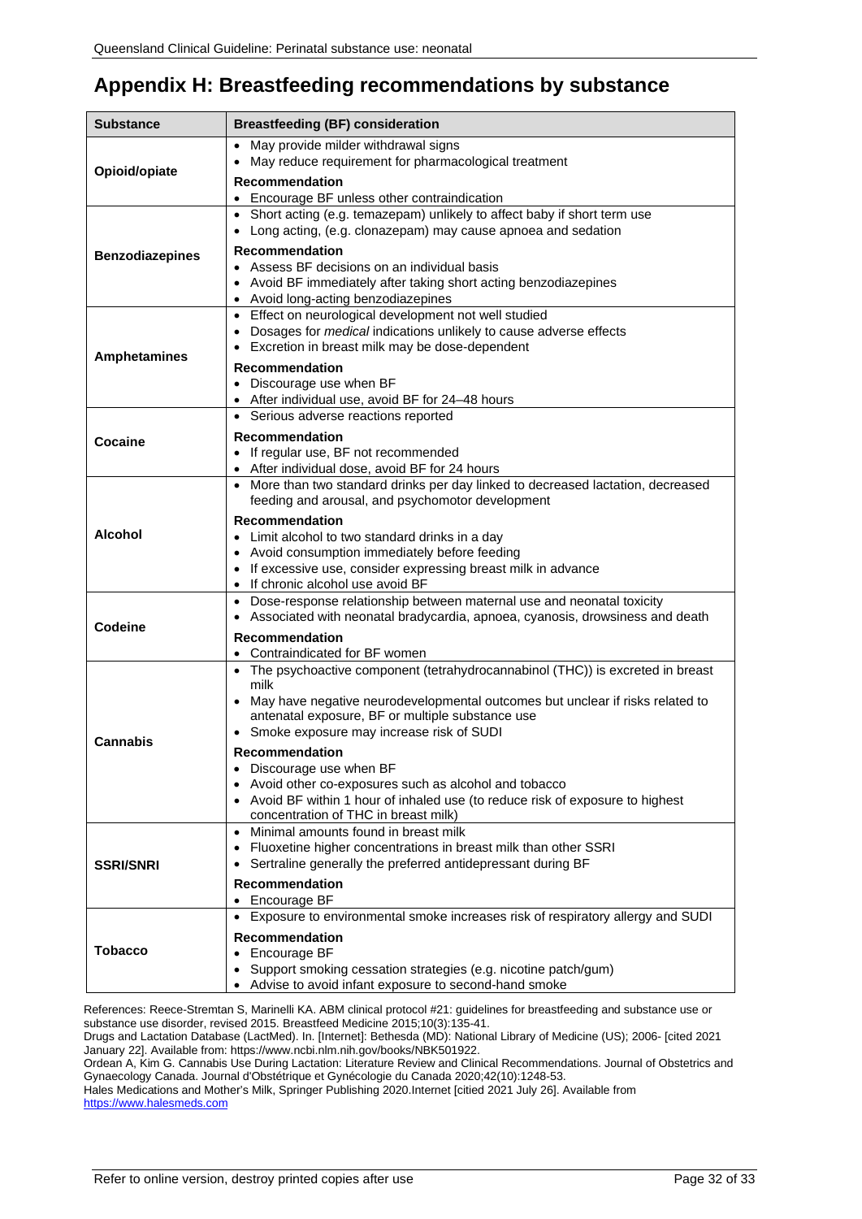# Appendix H: Breastfeeding recommendations by substance

| Substance | Breastfeeding (BF) consideration |
|---|---|
| **Opioid/opiate** | • May provide milder withdrawal signs<br>• May reduce requirement for pharmacological treatment<br>**Recommendation**<br>• Encourage BF unless other contraindication |
| **Benzodiazepines** | • Short acting (e.g. temazepam) unlikely to affect baby if short term use<br>• Long acting, (e.g. clonazepam) may cause apnoea and sedation<br>**Recommendation**<br>• Assess BF decisions on an individual basis<br>• Avoid BF immediately after taking short acting benzodiazepines<br>• Avoid long-acting benzodiazepines |
| **Amphetamines** | • Effect on neurological development not well studied<br>• Dosages for *medical* indications unlikely to cause adverse effects<br>• Excretion in breast milk may be dose-dependent<br>**Recommendation**<br>• Discourage use when BF<br>• After individual use, avoid BF for 24–48 hours |
| **Cocaine** | • Serious adverse reactions reported<br>**Recommendation**<br>• If regular use, BF not recommended<br>• After individual dose, avoid BF for 24 hours |
| **Alcohol** | • More than two standard drinks per day linked to decreased lactation, decreased feeding and arousal, and psychomotor development<br>**Recommendation**<br>• Limit alcohol to two standard drinks in a day<br>• Avoid consumption immediately before feeding<br>• If excessive use, consider expressing breast milk in advance<br>• If chronic alcohol use avoid BF |
| **Codeine** | • Dose-response relationship between maternal use and neonatal toxicity<br>• Associated with neonatal bradycardia, apnoea, cyanosis, drowsiness and death<br>**Recommendation**<br>• Contraindicated for BF women |
| **Cannabis** | • The psychoactive component (tetrahydrocannabinol (THC)) is excreted in breast milk<br>• May have negative neurodevelopmental outcomes but unclear if risks related to antenatal exposure, BF or multiple substance use<br>• Smoke exposure may increase risk of SUDI<br>**Recommendation**<br>• Discourage use when BF<br>• Avoid other co-exposures such as alcohol and tobacco<br>• Avoid BF within 1 hour of inhaled use (to reduce risk of exposure to highest concentration of THC in breast milk) |
| **SSRI/SNRI** | • Minimal amounts found in breast milk<br>• Fluoxetine higher concentrations in breast milk than other SSRI<br>• Sertraline generally the preferred antidepressant during BF<br>**Recommendation**<br>• Encourage BF |
| **Tobacco** | • Exposure to environmental smoke increases risk of respiratory allergy and SUDI<br>**Recommendation**<br>• Encourage BF<br>• Support smoking cessation strategies (e.g. nicotine patch/gum)<br>• Advise to avoid infant exposure to second-hand smoke |

References: Reece-Stremtan S, Marinelli KA. ABM clinical protocol #21: guidelines for breastfeeding and substance use or substance use disorder, revised 2015. Breastfeed Medicine 2015;10(3):135-41.
Drugs and Lactation Database (LactMed). In. [Internet]: Bethesda (MD): National Library of Medicine (US); 2006- [cited 2021 January 22]. Available from: https://www.ncbi.nlm.nih.gov/books/NBK501922.
Ordean A, Kim G. Cannabis Use During Lactation: Literature Review and Clinical Recommendations. Journal of Obstetrics and Gynaecology Canada. Journal d'Obstétrique et Gynécologie du Canada 2020;42(10):1248-53.
Hales Medications and Mother's Milk, Springer Publishing 2020.Internet [citied 2021 July 26]. Available from https://www.halesmeds.com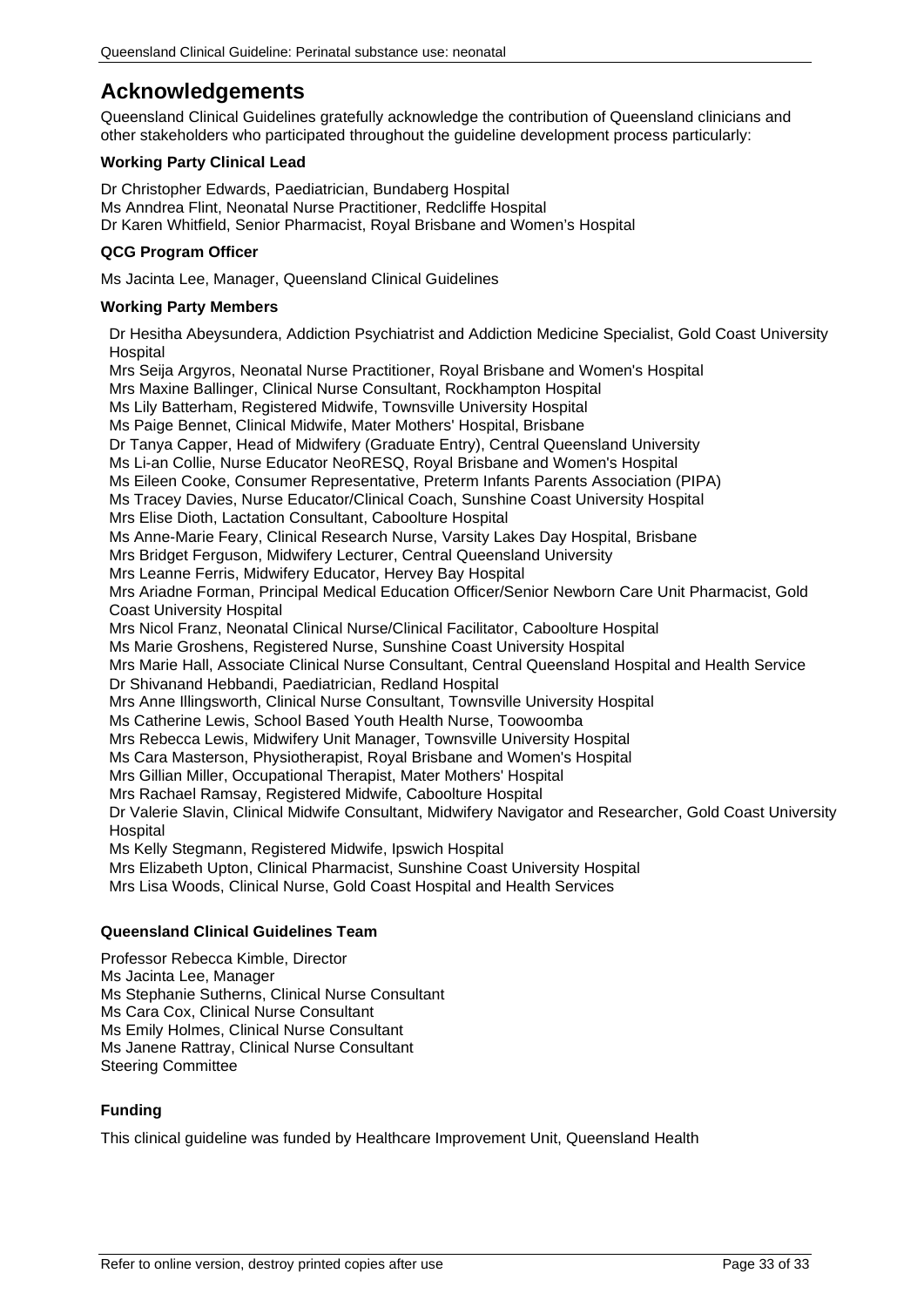# Acknowledgements

Queensland Clinical Guidelines gratefully acknowledge the contribution of Queensland clinicians and other stakeholders who participated throughout the guideline development process particularly:

### Working Party Clinical Lead

Dr Christopher Edwards, Paediatrician, Bundaberg Hospital
Ms Anndrea Flint, Neonatal Nurse Practitioner, Redcliffe Hospital
Dr Karen Whitfield, Senior Pharmacist, Royal Brisbane and Women's Hospital

### QCG Program Officer

Ms Jacinta Lee, Manager, Queensland Clinical Guidelines

### Working Party Members

Dr Hesitha Abeysundera, Addiction Psychiatrist and Addiction Medicine Specialist, Gold Coast University Hospital
Mrs Seija Argyros, Neonatal Nurse Practitioner, Royal Brisbane and Women's Hospital
Mrs Maxine Ballinger, Clinical Nurse Consultant, Rockhampton Hospital
Ms Lily Batterham, Registered Midwife, Townsville University Hospital
Ms Paige Bennet, Clinical Midwife, Mater Mothers' Hospital, Brisbane
Dr Tanya Capper, Head of Midwifery (Graduate Entry), Central Queensland University
Ms Li-an Collie, Nurse Educator NeoRESQ, Royal Brisbane and Women's Hospital
Ms Eileen Cooke, Consumer Representative, Preterm Infants Parents Association (PIPA)
Ms Tracey Davies, Nurse Educator/Clinical Coach, Sunshine Coast University Hospital
Mrs Elise Dioth, Lactation Consultant, Caboolture Hospital
Ms Anne-Marie Feary, Clinical Research Nurse, Varsity Lakes Day Hospital, Brisbane
Mrs Bridget Ferguson, Midwifery Lecturer, Central Queensland University
Mrs Leanne Ferris, Midwifery Educator, Hervey Bay Hospital
Mrs Ariadne Forman, Principal Medical Education Officer/Senior Newborn Care Unit Pharmacist, Gold Coast University Hospital
Mrs Nicol Franz, Neonatal Clinical Nurse/Clinical Facilitator, Caboolture Hospital
Ms Marie Groshens, Registered Nurse, Sunshine Coast University Hospital
Mrs Marie Hall, Associate Clinical Nurse Consultant, Central Queensland Hospital and Health Service
Dr Shivanand Hebbandi, Paediatrician, Redland Hospital
Mrs Anne Illingsworth, Clinical Nurse Consultant, Townsville University Hospital
Ms Catherine Lewis, School Based Youth Health Nurse, Toowoomba
Mrs Rebecca Lewis, Midwifery Unit Manager, Townsville University Hospital
Ms Cara Masterson, Physiotherapist, Royal Brisbane and Women's Hospital
Mrs Gillian Miller, Occupational Therapist, Mater Mothers' Hospital
Mrs Rachael Ramsay, Registered Midwife, Caboolture Hospital
Dr Valerie Slavin, Clinical Midwife Consultant, Midwifery Navigator and Researcher, Gold Coast University Hospital
Ms Kelly Stegmann, Registered Midwife, Ipswich Hospital
Mrs Elizabeth Upton, Clinical Pharmacist, Sunshine Coast University Hospital
Mrs Lisa Woods, Clinical Nurse, Gold Coast Hospital and Health Services

### Queensland Clinical Guidelines Team

Professor Rebecca Kimble, Director
Ms Jacinta Lee, Manager
Ms Stephanie Sutherns, Clinical Nurse Consultant
Ms Cara Cox, Clinical Nurse Consultant
Ms Emily Holmes, Clinical Nurse Consultant
Ms Janene Rattray, Clinical Nurse Consultant
Steering Committee

### Funding

This clinical guideline was funded by Healthcare Improvement Unit, Queensland Health